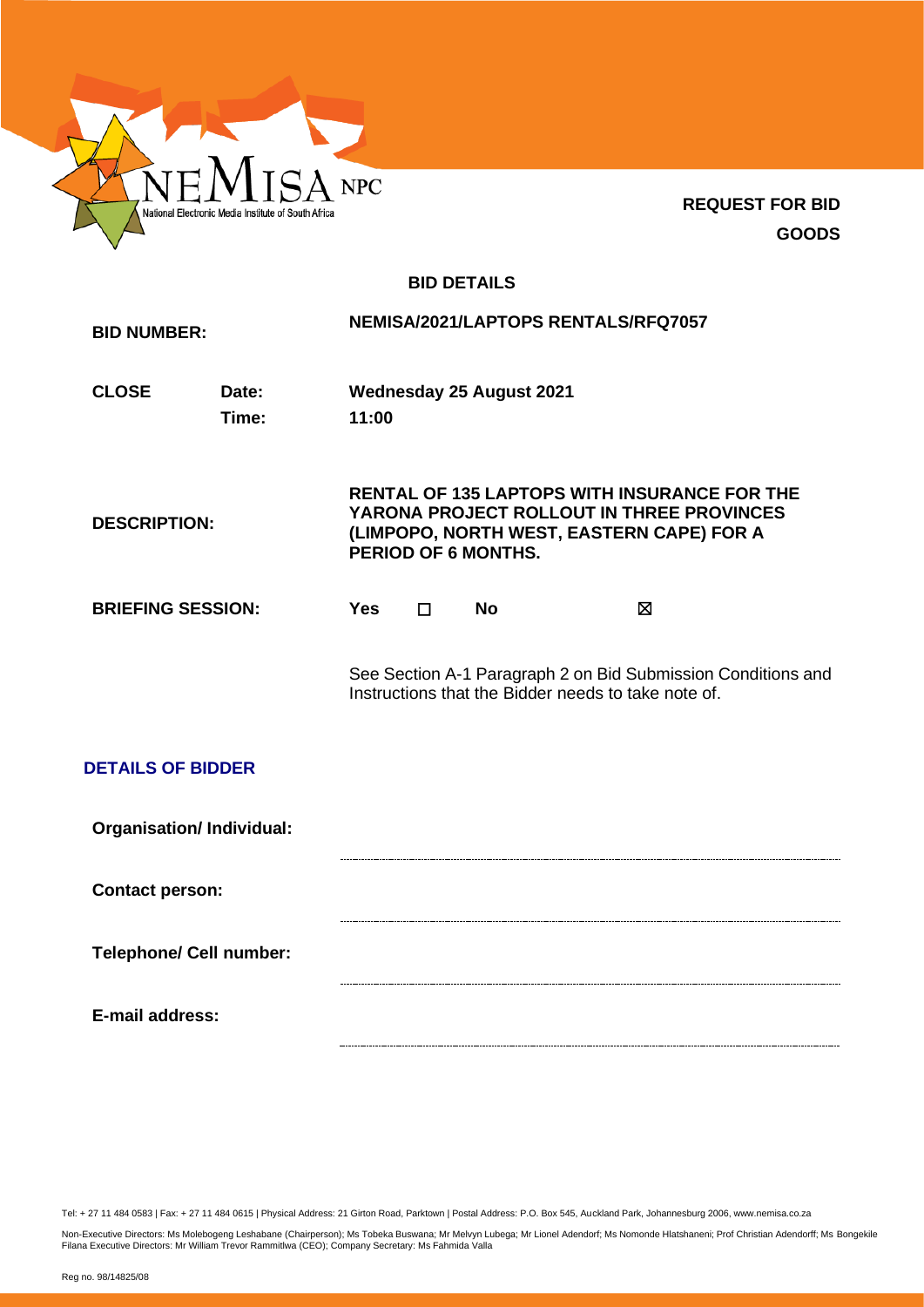NEMISA NPC
National Electronic Media Institute of South Africa

**REQUEST FOR BID**
**GOODS**

## BID DETAILS

| | | |
|---|---|---|
| **BID NUMBER:** | | **NEMISA/2021/LAPTOPS RENTALS/RFQ7057** |
| **CLOSE** | **Date:** | **Wednesday 25 August 2021** |
| | **Time:** | **11:00** |
| **DESCRIPTION:** | | **RENTAL OF 135 LAPTOPS WITH INSURANCE FOR THE YARONA PROJECT ROLLOUT IN THREE PROVINCES (LIMPOPO, NORTH WEST, EASTERN CAPE) FOR A PERIOD OF 6 MONTHS.** |
| **BRIEFING SESSION:** | | **Yes** ☐ **No** ☒ |

See Section A-1 Paragraph 2 on Bid Submission Conditions and Instructions that the Bidder needs to take note of.

## DETAILS OF BIDDER

**Organisation/ Individual:** ..............................................................

**Contact person:** ..............................................................

**Telephone/ Cell number:** ..............................................................

**E-mail address:** ..............................................................

Tel: + 27 11 484 0583 | Fax: + 27 11 484 0615 | Physical Address: 21 Girton Road, Parktown | Postal Address: P.O. Box 545, Auckland Park, Johannesburg 2006, www.nemisa.co.za

Non-Executive Directors: Ms Molebogeng Leshabane (Chairperson); Ms Tobeka Buswana; Mr Melvyn Lubega; Mr Lionel Adendorf; Ms Nomonde Hlatshaneni; Prof Christian Adendorff; Ms Bongekile Filana Executive Directors: Mr William Trevor Rammitlwa (CEO); Company Secretary: Ms Fahmida Valla

Reg no. 98/14825/08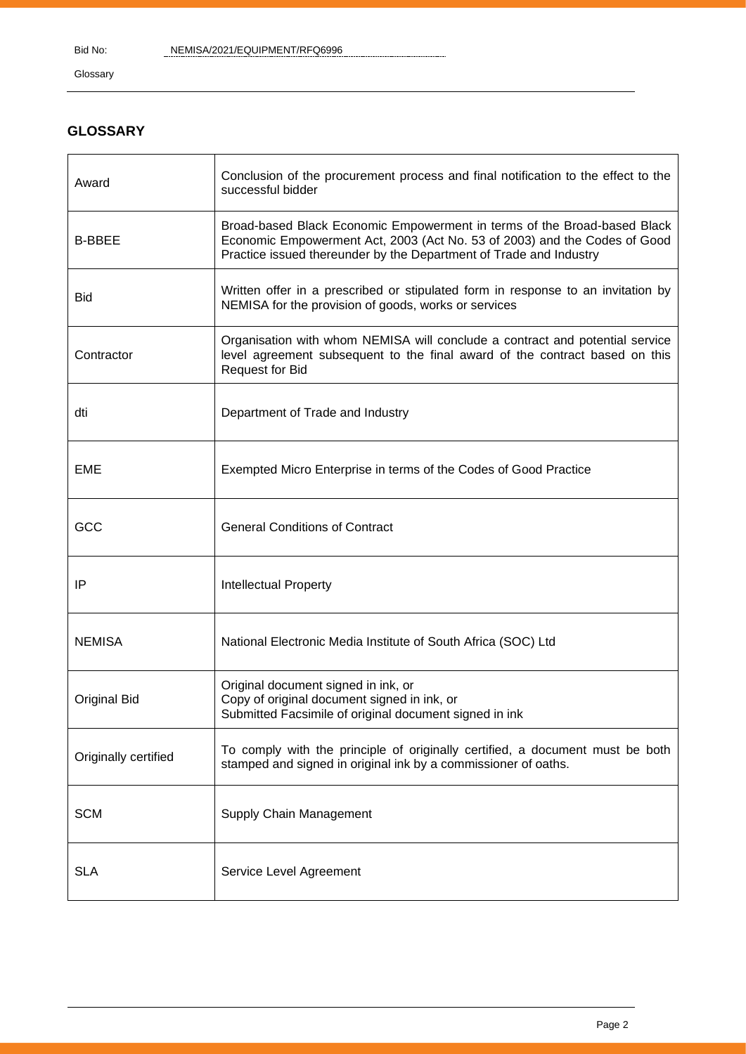## GLOSSARY

| | |
|---|---|
| Award | Conclusion of the procurement process and final notification to the effect to the successful bidder |
| B-BBEE | Broad-based Black Economic Empowerment in terms of the Broad-based Black Economic Empowerment Act, 2003 (Act No. 53 of 2003) and the Codes of Good Practice issued thereunder by the Department of Trade and Industry |
| Bid | Written offer in a prescribed or stipulated form in response to an invitation by NEMISA for the provision of goods, works or services |
| Contractor | Organisation with whom NEMISA will conclude a contract and potential service level agreement subsequent to the final award of the contract based on this Request for Bid |
| dti | Department of Trade and Industry |
| EME | Exempted Micro Enterprise in terms of the Codes of Good Practice |
| GCC | General Conditions of Contract |
| IP | Intellectual Property |
| NEMISA | National Electronic Media Institute of South Africa (SOC) Ltd |
| Original Bid | Original document signed in ink, or<br>Copy of original document signed in ink, or<br>Submitted Facsimile of original document signed in ink |
| Originally certified | To comply with the principle of originally certified, a document must be both stamped and signed in original ink by a commissioner of oaths. |
| SCM | Supply Chain Management |
| SLA | Service Level Agreement |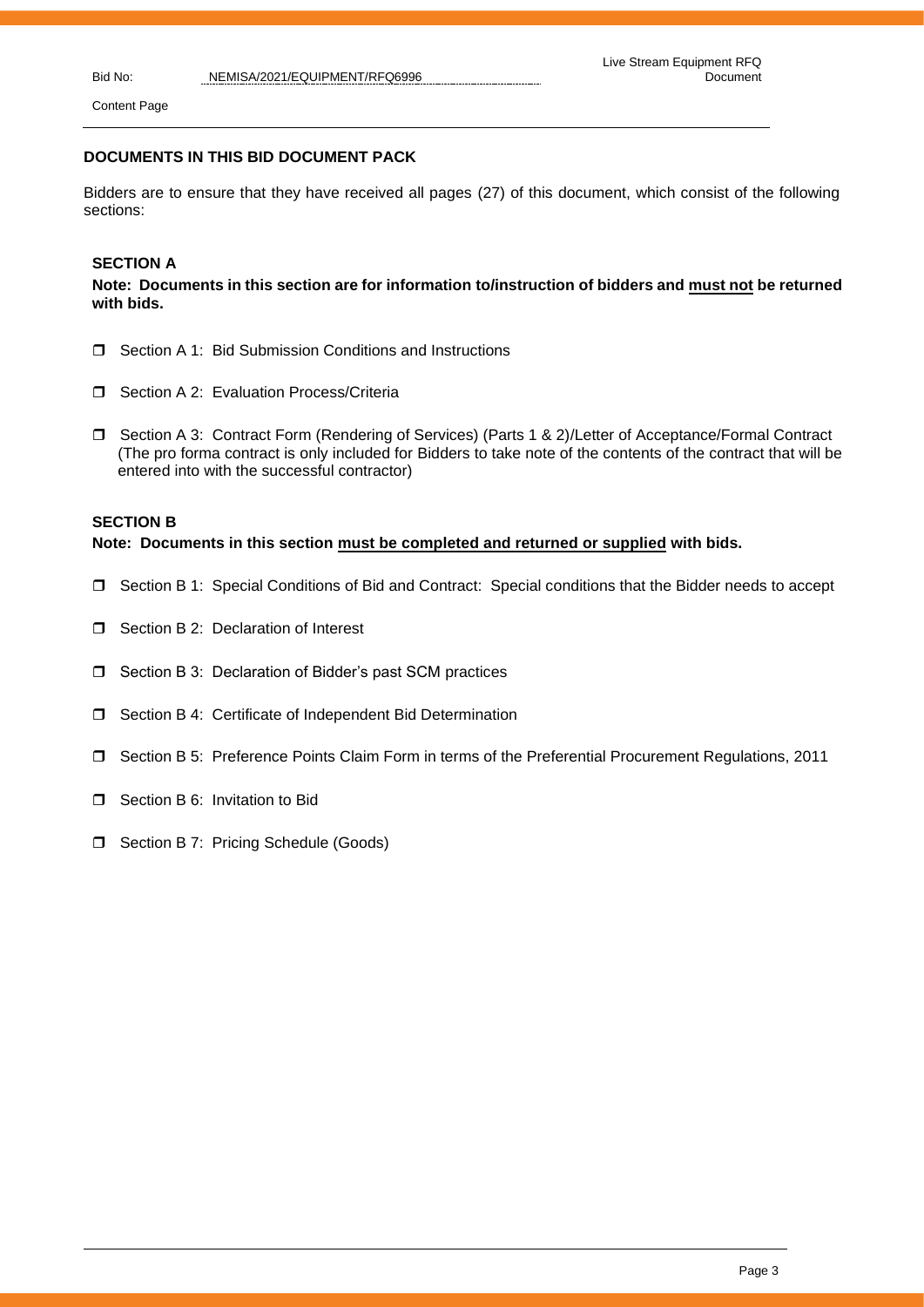## DOCUMENTS IN THIS BID DOCUMENT PACK

Bidders are to ensure that they have received all pages (27) of this document, which consist of the following sections:

### SECTION A

**Note: Documents in this section are for information to/instruction of bidders and <u>must not</u> be returned with bids.**

- ❒ Section A 1: Bid Submission Conditions and Instructions
- ❒ Section A 2: Evaluation Process/Criteria
- ❒ Section A 3: Contract Form (Rendering of Services) (Parts 1 & 2)/Letter of Acceptance/Formal Contract (The pro forma contract is only included for Bidders to take note of the contents of the contract that will be entered into with the successful contractor)

### SECTION B

**Note: Documents in this section <u>must be completed and returned or supplied</u> with bids.**

- ❒ Section B 1: Special Conditions of Bid and Contract: Special conditions that the Bidder needs to accept
- ❒ Section B 2: Declaration of Interest
- ❒ Section B 3: Declaration of Bidder's past SCM practices
- ❒ Section B 4: Certificate of Independent Bid Determination
- ❒ Section B 5: Preference Points Claim Form in terms of the Preferential Procurement Regulations, 2011
- ❒ Section B 6: Invitation to Bid
- ❒ Section B 7: Pricing Schedule (Goods)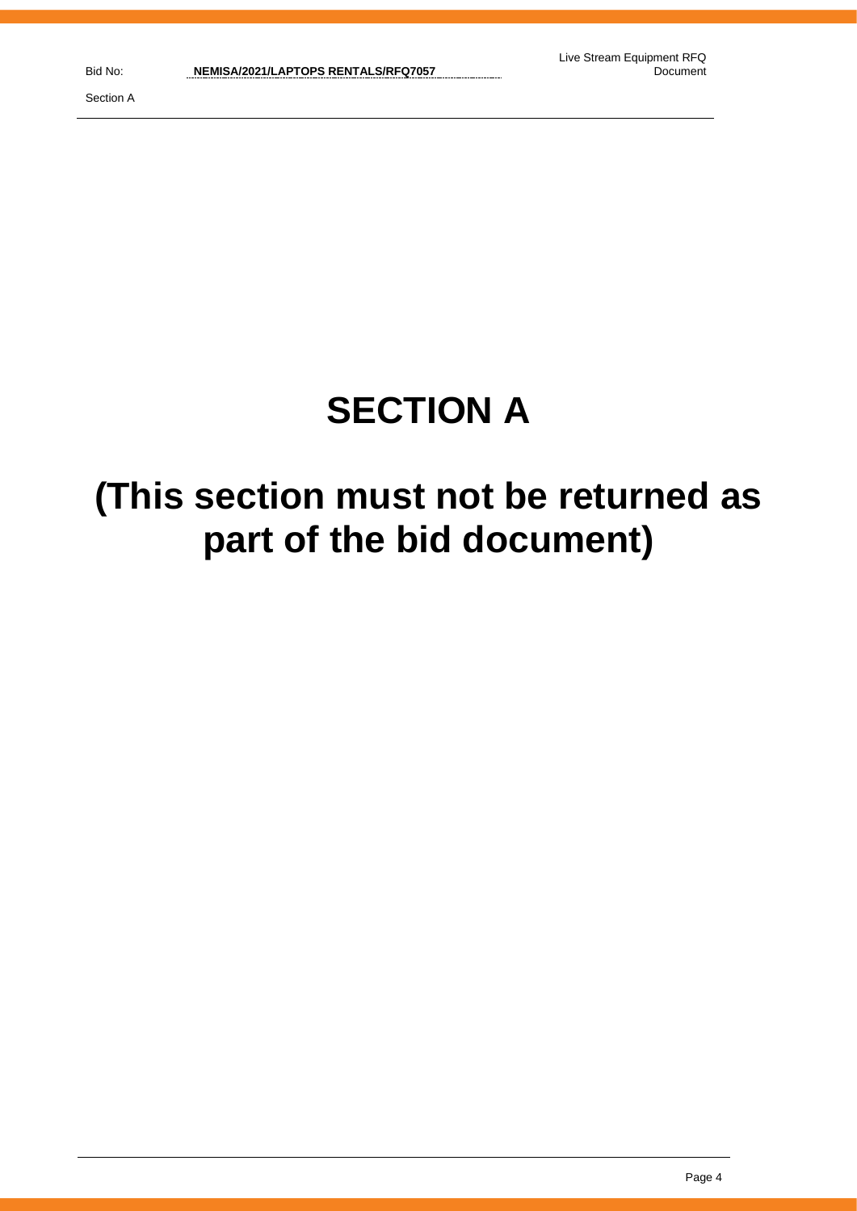# SECTION A

# (This section must not be returned as part of the bid document)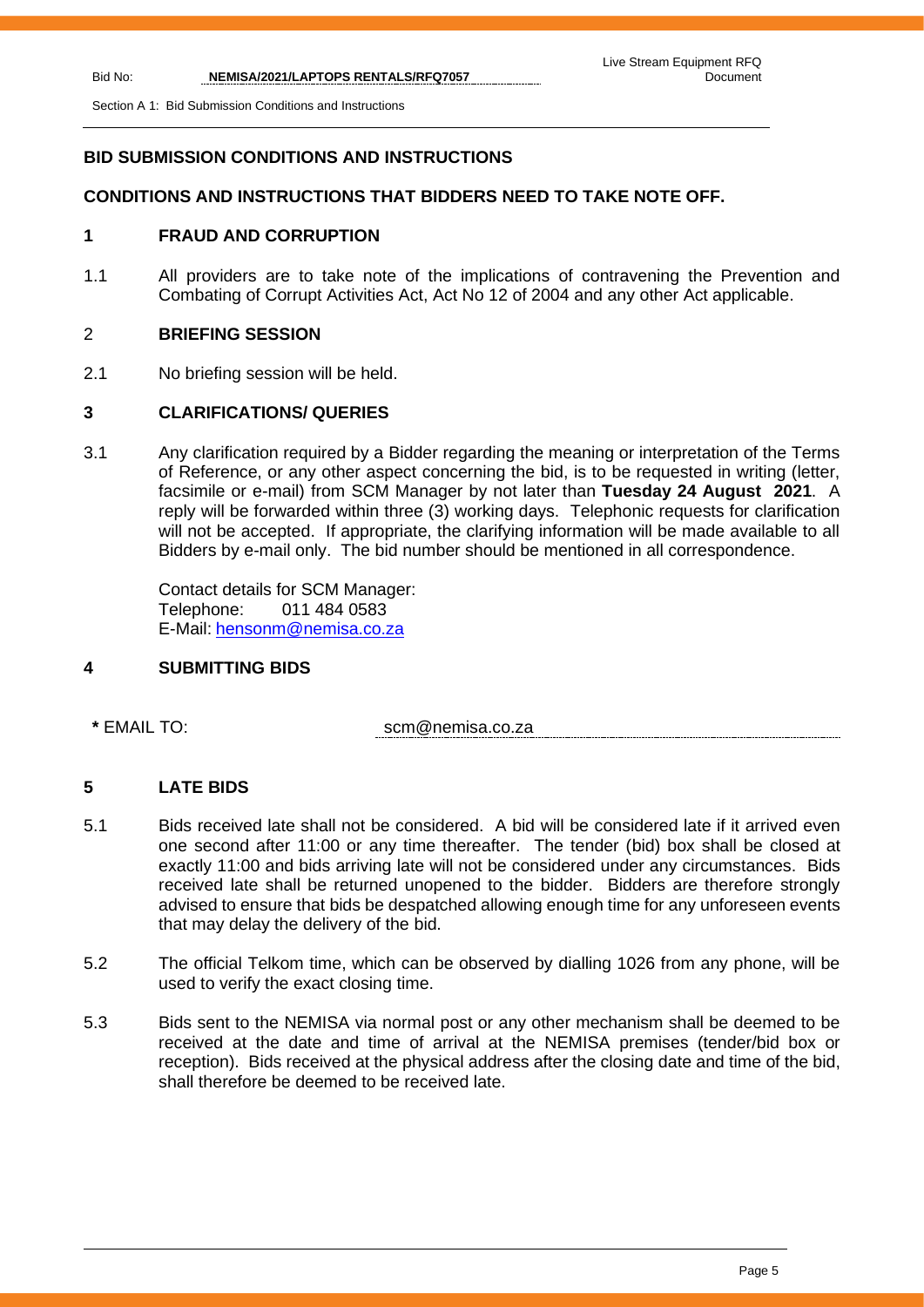## BID SUBMISSION CONDITIONS AND INSTRUCTIONS

### CONDITIONS AND INSTRUCTIONS THAT BIDDERS NEED TO TAKE NOTE OFF.

### 1 FRAUD AND CORRUPTION

1.1 All providers are to take note of the implications of contravening the Prevention and Combating of Corrupt Activities Act, Act No 12 of 2004 and any other Act applicable.

### 2 BRIEFING SESSION

2.1 No briefing session will be held.

### 3 CLARIFICATIONS/ QUERIES

3.1 Any clarification required by a Bidder regarding the meaning or interpretation of the Terms of Reference, or any other aspect concerning the bid, is to be requested in writing (letter, facsimile or e-mail) from SCM Manager by not later than **Tuesday 24 August 2021**. A reply will be forwarded within three (3) working days. Telephonic requests for clarification will not be accepted. If appropriate, the clarifying information will be made available to all Bidders by e-mail only. The bid number should be mentioned in all correspondence.

Contact details for SCM Manager:
Telephone: 011 484 0583
E-Mail: hensonm@nemisa.co.za

### 4 SUBMITTING BIDS

**\*** EMAIL TO: scm@nemisa.co.za

### 5 LATE BIDS

5.1 Bids received late shall not be considered. A bid will be considered late if it arrived even one second after 11:00 or any time thereafter. The tender (bid) box shall be closed at exactly 11:00 and bids arriving late will not be considered under any circumstances. Bids received late shall be returned unopened to the bidder. Bidders are therefore strongly advised to ensure that bids be despatched allowing enough time for any unforeseen events that may delay the delivery of the bid.

5.2 The official Telkom time, which can be observed by dialling 1026 from any phone, will be used to verify the exact closing time.

5.3 Bids sent to the NEMISA via normal post or any other mechanism shall be deemed to be received at the date and time of arrival at the NEMISA premises (tender/bid box or reception). Bids received at the physical address after the closing date and time of the bid, shall therefore be deemed to be received late.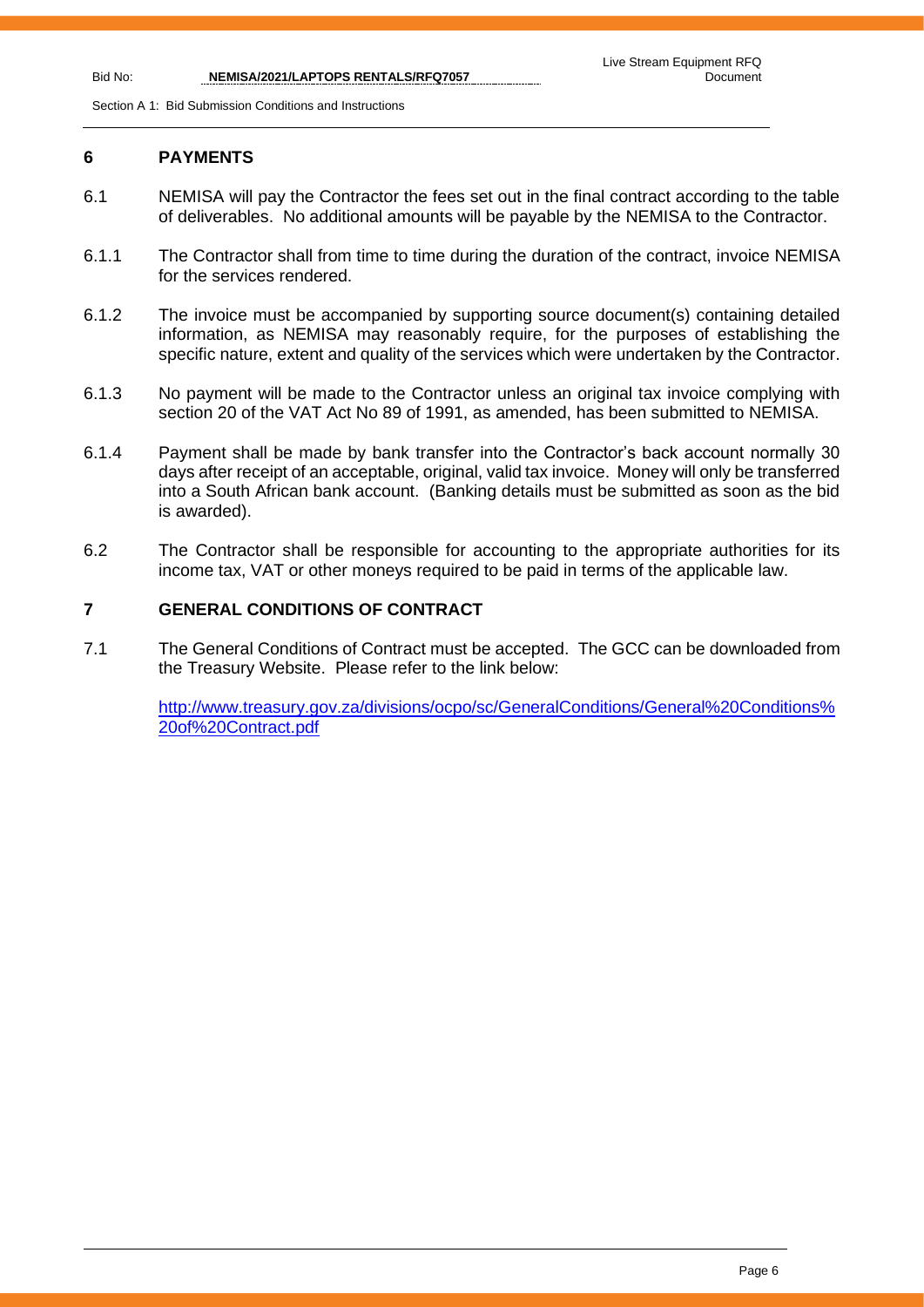## 6 PAYMENTS

6.1 NEMISA will pay the Contractor the fees set out in the final contract according to the table of deliverables. No additional amounts will be payable by the NEMISA to the Contractor.

6.1.1 The Contractor shall from time to time during the duration of the contract, invoice NEMISA for the services rendered.

6.1.2 The invoice must be accompanied by supporting source document(s) containing detailed information, as NEMISA may reasonably require, for the purposes of establishing the specific nature, extent and quality of the services which were undertaken by the Contractor.

6.1.3 No payment will be made to the Contractor unless an original tax invoice complying with section 20 of the VAT Act No 89 of 1991, as amended, has been submitted to NEMISA.

6.1.4 Payment shall be made by bank transfer into the Contractor's back account normally 30 days after receipt of an acceptable, original, valid tax invoice. Money will only be transferred into a South African bank account. (Banking details must be submitted as soon as the bid is awarded).

6.2 The Contractor shall be responsible for accounting to the appropriate authorities for its income tax, VAT or other moneys required to be paid in terms of the applicable law.

## 7 GENERAL CONDITIONS OF CONTRACT

7.1 The General Conditions of Contract must be accepted. The GCC can be downloaded from the Treasury Website. Please refer to the link below:

http://www.treasury.gov.za/divisions/ocpo/sc/GeneralConditions/General%20Conditions%20of%20Contract.pdf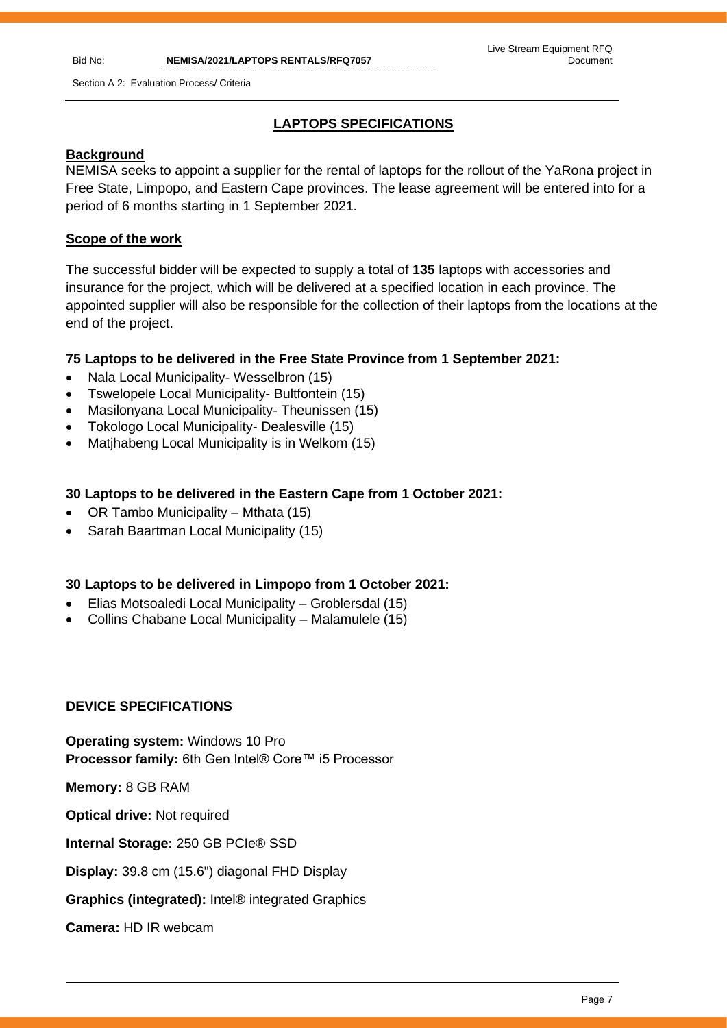## LAPTOPS SPECIFICATIONS

### Background

NEMISA seeks to appoint a supplier for the rental of laptops for the rollout of the YaRona project in Free State, Limpopo, and Eastern Cape provinces. The lease agreement will be entered into for a period of 6 months starting in 1 September 2021.

### Scope of the work

The successful bidder will be expected to supply a total of **135** laptops with accessories and insurance for the project, which will be delivered at a specified location in each province. The appointed supplier will also be responsible for the collection of their laptops from the locations at the end of the project.

**75 Laptops to be delivered in the Free State Province from 1 September 2021:**

- Nala Local Municipality- Wesselbron (15)
- Tswelopele Local Municipality- Bultfontein (15)
- Masilonyana Local Municipality- Theunissen (15)
- Tokologo Local Municipality- Dealesville (15)
- Matjhabeng Local Municipality is in Welkom (15)

**30 Laptops to be delivered in the Eastern Cape from 1 October 2021:**

- OR Tambo Municipality – Mthata (15)
- Sarah Baartman Local Municipality (15)

**30 Laptops to be delivered in Limpopo from 1 October 2021:**

- Elias Motsoaledi Local Municipality – Groblersdal (15)
- Collins Chabane Local Municipality – Malamulele (15)

**DEVICE SPECIFICATIONS**

**Operating system:** Windows 10 Pro
**Processor family:** 6th Gen Intel® Core™ i5 Processor

**Memory:** 8 GB RAM

**Optical drive:** Not required

**Internal Storage:** 250 GB PCIe® SSD

**Display:** 39.8 cm (15.6") diagonal FHD Display

**Graphics (integrated):** Intel® integrated Graphics

**Camera:** HD IR webcam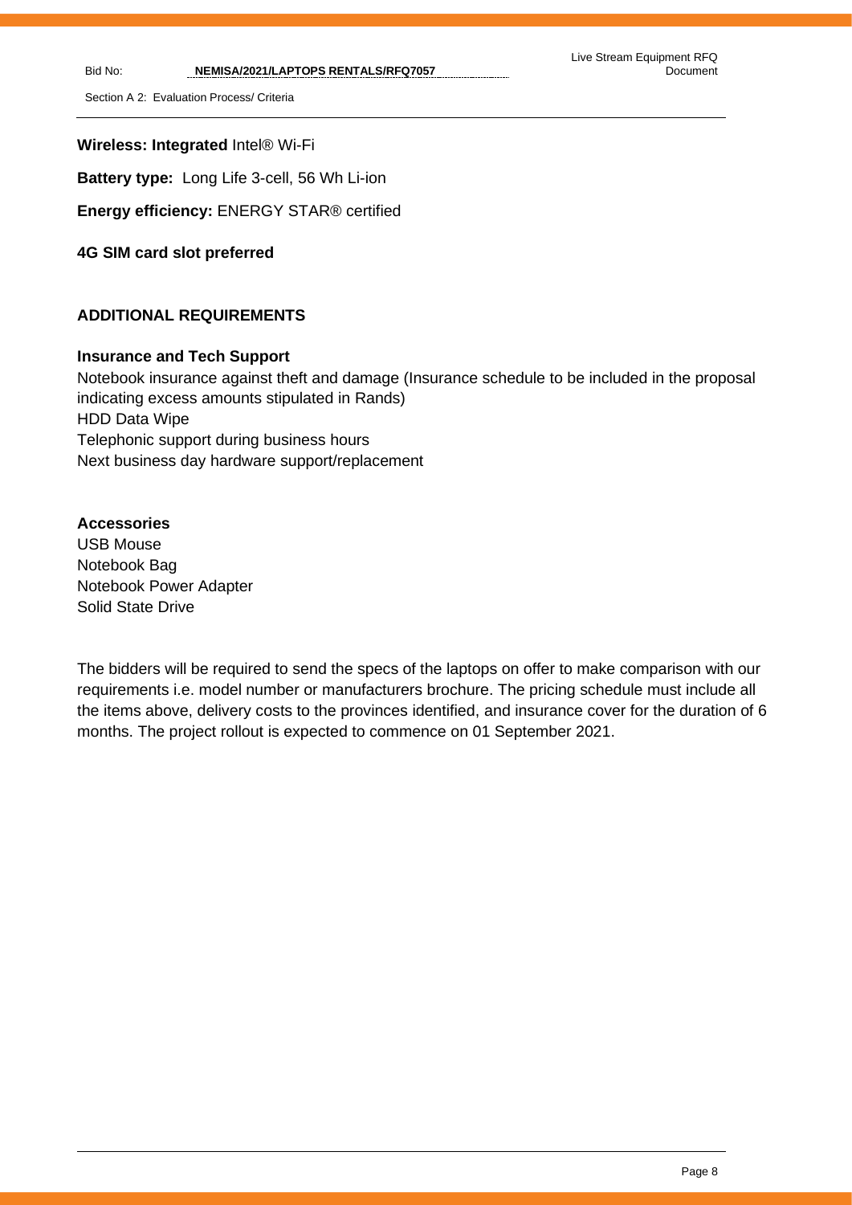**Wireless: Integrated** Intel® Wi-Fi

**Battery type:** Long Life 3-cell, 56 Wh Li-ion

**Energy efficiency:** ENERGY STAR® certified

**4G SIM card slot preferred**

## ADDITIONAL REQUIREMENTS

**Insurance and Tech Support**

Notebook insurance against theft and damage (Insurance schedule to be included in the proposal indicating excess amounts stipulated in Rands)
HDD Data Wipe
Telephonic support during business hours
Next business day hardware support/replacement

**Accessories**

USB Mouse
Notebook Bag
Notebook Power Adapter
Solid State Drive

The bidders will be required to send the specs of the laptops on offer to make comparison with our requirements i.e. model number or manufacturers brochure. The pricing schedule must include all the items above, delivery costs to the provinces identified, and insurance cover for the duration of 6 months. The project rollout is expected to commence on 01 September 2021.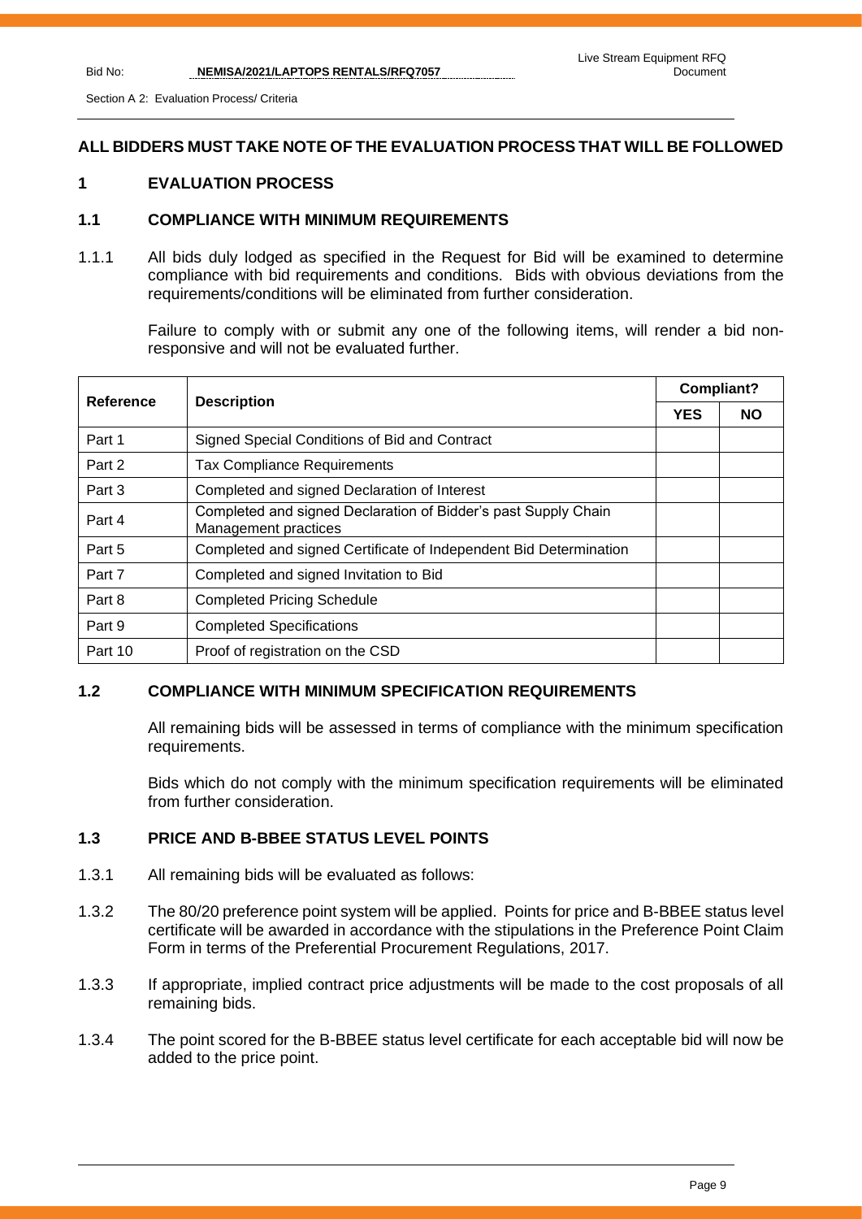Section A 2: Evaluation Process/ Criteria

**ALL BIDDERS MUST TAKE NOTE OF THE EVALUATION PROCESS THAT WILL BE FOLLOWED**

## 1 EVALUATION PROCESS

### 1.1 COMPLIANCE WITH MINIMUM REQUIREMENTS

1.1.1 All bids duly lodged as specified in the Request for Bid will be examined to determine compliance with bid requirements and conditions. Bids with obvious deviations from the requirements/conditions will be eliminated from further consideration.

Failure to comply with or submit any one of the following items, will render a bid non-responsive and will not be evaluated further.

| Reference | Description | Compliant? | |
|---|---|---|---|
| | | YES | NO |
| Part 1 | Signed Special Conditions of Bid and Contract | | |
| Part 2 | Tax Compliance Requirements | | |
| Part 3 | Completed and signed Declaration of Interest | | |
| Part 4 | Completed and signed Declaration of Bidder's past Supply Chain Management practices | | |
| Part 5 | Completed and signed Certificate of Independent Bid Determination | | |
| Part 7 | Completed and signed Invitation to Bid | | |
| Part 8 | Completed Pricing Schedule | | |
| Part 9 | Completed Specifications | | |
| Part 10 | Proof of registration on the CSD | | |

### 1.2 COMPLIANCE WITH MINIMUM SPECIFICATION REQUIREMENTS

All remaining bids will be assessed in terms of compliance with the minimum specification requirements.

Bids which do not comply with the minimum specification requirements will be eliminated from further consideration.

### 1.3 PRICE AND B-BBEE STATUS LEVEL POINTS

1.3.1 All remaining bids will be evaluated as follows:

1.3.2 The 80/20 preference point system will be applied. Points for price and B-BBEE status level certificate will be awarded in accordance with the stipulations in the Preference Point Claim Form in terms of the Preferential Procurement Regulations, 2017.

1.3.3 If appropriate, implied contract price adjustments will be made to the cost proposals of all remaining bids.

1.3.4 The point scored for the B-BBEE status level certificate for each acceptable bid will now be added to the price point.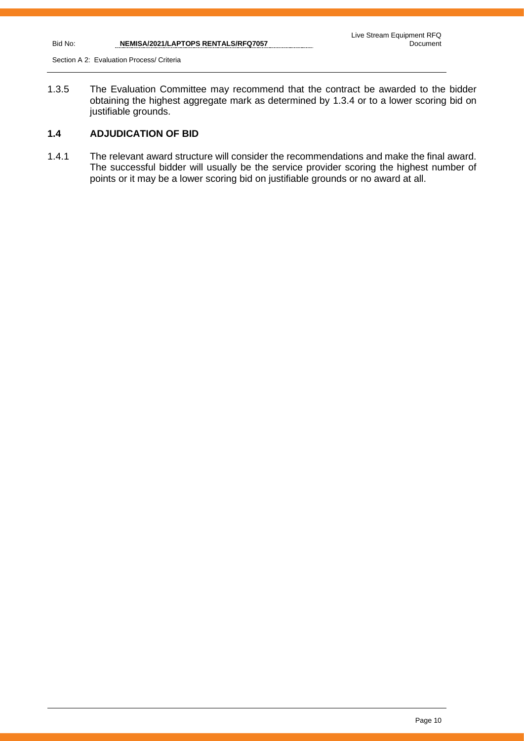1.3.5 The Evaluation Committee may recommend that the contract be awarded to the bidder obtaining the highest aggregate mark as determined by 1.3.4 or to a lower scoring bid on justifiable grounds.

### 1.4 ADJUDICATION OF BID

1.4.1 The relevant award structure will consider the recommendations and make the final award. The successful bidder will usually be the service provider scoring the highest number of points or it may be a lower scoring bid on justifiable grounds or no award at all.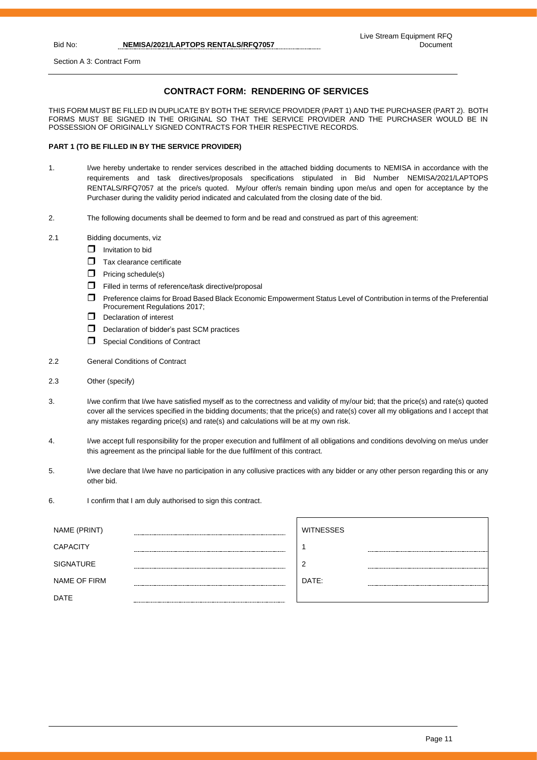Section A 3: Contract Form

## CONTRACT FORM: RENDERING OF SERVICES

THIS FORM MUST BE FILLED IN DUPLICATE BY BOTH THE SERVICE PROVIDER (PART 1) AND THE PURCHASER (PART 2). BOTH FORMS MUST BE SIGNED IN THE ORIGINAL SO THAT THE SERVICE PROVIDER AND THE PURCHASER WOULD BE IN POSSESSION OF ORIGINALLY SIGNED CONTRACTS FOR THEIR RESPECTIVE RECORDS.

**PART 1 (TO BE FILLED IN BY THE SERVICE PROVIDER)**

1. I/we hereby undertake to render services described in the attached bidding documents to NEMISA in accordance with the requirements and task directives/proposals specifications stipulated in Bid Number NEMISA/2021/LAPTOPS RENTALS/RFQ7057 at the price/s quoted. My/our offer/s remain binding upon me/us and open for acceptance by the Purchaser during the validity period indicated and calculated from the closing date of the bid.

2. The following documents shall be deemed to form and be read and construed as part of this agreement:

2.1 Bidding documents, viz
- ☐ Invitation to bid
- ☐ Tax clearance certificate
- ☐ Pricing schedule(s)
- ☐ Filled in terms of reference/task directive/proposal
- ☐ Preference claims for Broad Based Black Economic Empowerment Status Level of Contribution in terms of the Preferential Procurement Regulations 2017;
- ☐ Declaration of interest
- ☐ Declaration of bidder's past SCM practices
- ☐ Special Conditions of Contract

2.2 General Conditions of Contract

2.3 Other (specify)

3. I/we confirm that I/we have satisfied myself as to the correctness and validity of my/our bid; that the price(s) and rate(s) quoted cover all the services specified in the bidding documents; that the price(s) and rate(s) cover all my obligations and I accept that any mistakes regarding price(s) and rate(s) and calculations will be at my own risk.

4. I/we accept full responsibility for the proper execution and fulfilment of all obligations and conditions devolving on me/us under this agreement as the principal liable for the due fulfilment of this contract.

5. I/we declare that I/we have no participation in any collusive practices with any bidder or any other person regarding this or any other bid.

6. I confirm that I am duly authorised to sign this contract.

| | | | |
|---|---|---|---|
| NAME (PRINT) | .............................................. | WITNESSES | |
| CAPACITY | .............................................. | 1 | .............................................. |
| SIGNATURE | .............................................. | 2 | .............................................. |
| NAME OF FIRM | .............................................. | DATE: | .............................................. |
| DATE | .............................................. | | |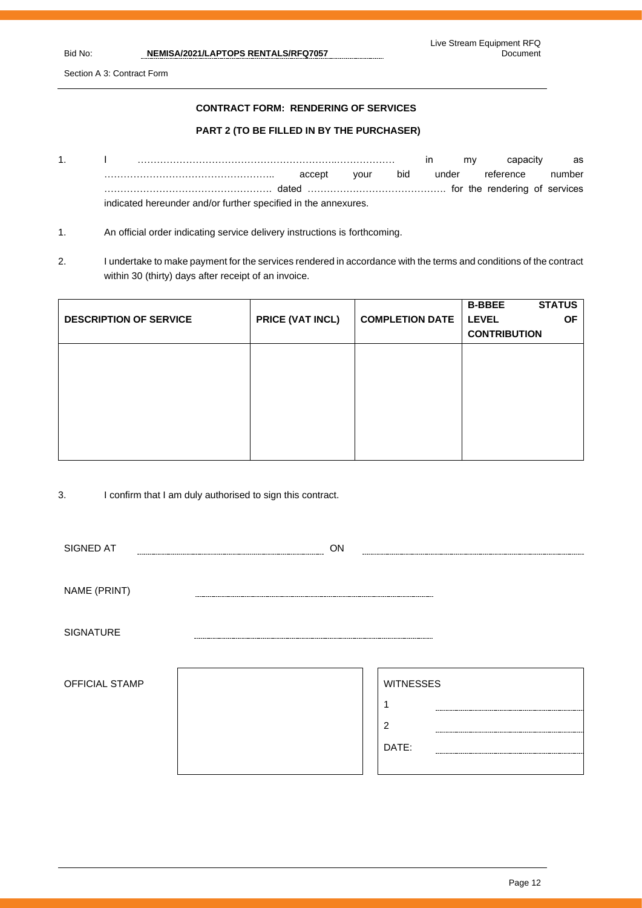Section A 3: Contract Form

## CONTRACT FORM: RENDERING OF SERVICES

### PART 2 (TO BE FILLED IN BY THE PURCHASER)

1. I …………………………………………………………..……………… in my capacity as …………………………………………….. accept your bid under reference number ……………………………………………. dated ……………………………………. for the rendering of services indicated hereunder and/or further specified in the annexures.

1. An official order indicating service delivery instructions is forthcoming.

2. I undertake to make payment for the services rendered in accordance with the terms and conditions of the contract within 30 (thirty) days after receipt of an invoice.

| DESCRIPTION OF SERVICE | PRICE (VAT INCL) | COMPLETION DATE | B-BBEE STATUS LEVEL OF CONTRIBUTION |
|---|---|---|---|
| | | | |

3. I confirm that I am duly authorised to sign this contract.

SIGNED AT .................................................. ON ..................................................

NAME (PRINT) ..................................................

SIGNATURE ..................................................

| OFFICIAL STAMP | | WITNESSES |
|---|---|---|
| | | 1 .................................... |
| | | 2 .................................... |
| | | DATE: .................................... |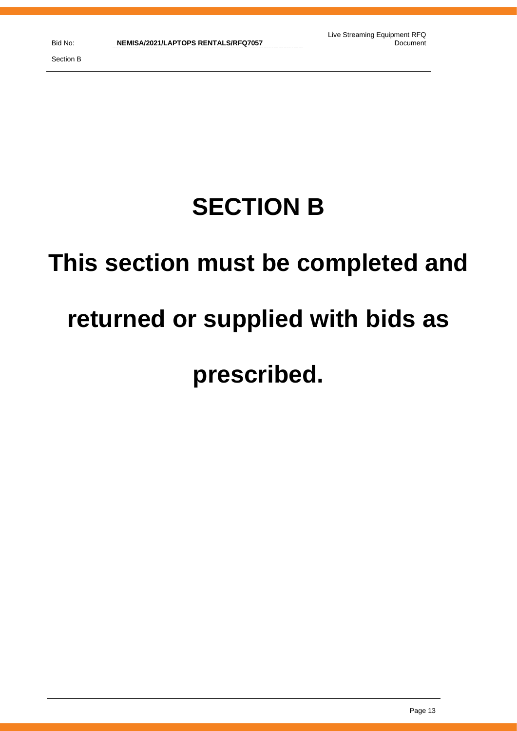# SECTION B

# This section must be completed and returned or supplied with bids as prescribed.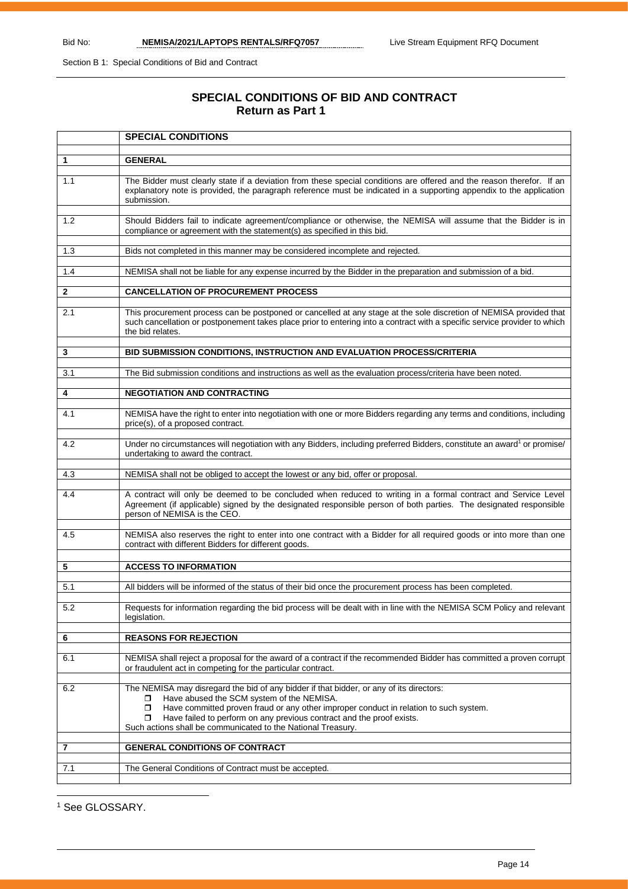Section B 1: Special Conditions of Bid and Contract

# SPECIAL CONDITIONS OF BID AND CONTRACT
## Return as Part 1

| | SPECIAL CONDITIONS |
|---|---|
| **1** | **GENERAL** |
| 1.1 | The Bidder must clearly state if a deviation from these special conditions are offered and the reason therefor. If an explanatory note is provided, the paragraph reference must be indicated in a supporting appendix to the application submission. |
| 1.2 | Should Bidders fail to indicate agreement/compliance or otherwise, the NEMISA will assume that the Bidder is in compliance or agreement with the statement(s) as specified in this bid. |
| 1.3 | Bids not completed in this manner may be considered incomplete and rejected. |
| 1.4 | NEMISA shall not be liable for any expense incurred by the Bidder in the preparation and submission of a bid. |
| **2** | **CANCELLATION OF PROCUREMENT PROCESS** |
| 2.1 | This procurement process can be postponed or cancelled at any stage at the sole discretion of NEMISA provided that such cancellation or postponement takes place prior to entering into a contract with a specific service provider to which the bid relates. |
| **3** | **BID SUBMISSION CONDITIONS, INSTRUCTION AND EVALUATION PROCESS/CRITERIA** |
| 3.1 | The Bid submission conditions and instructions as well as the evaluation process/criteria have been noted. |
| **4** | **NEGOTIATION AND CONTRACTING** |
| 4.1 | NEMISA have the right to enter into negotiation with one or more Bidders regarding any terms and conditions, including price(s), of a proposed contract. |
| 4.2 | Under no circumstances will negotiation with any Bidders, including preferred Bidders, constitute an award[1] or promise/ undertaking to award the contract. |
| 4.3 | NEMISA shall not be obliged to accept the lowest or any bid, offer or proposal. |
| 4.4 | A contract will only be deemed to be concluded when reduced to writing in a formal contract and Service Level Agreement (if applicable) signed by the designated responsible person of both parties. The designated responsible person of NEMISA is the CEO. |
| 4.5 | NEMISA also reserves the right to enter into one contract with a Bidder for all required goods or into more than one contract with different Bidders for different goods. |
| **5** | **ACCESS TO INFORMATION** |
| 5.1 | All bidders will be informed of the status of their bid once the procurement process has been completed. |
| 5.2 | Requests for information regarding the bid process will be dealt with in line with the NEMISA SCM Policy and relevant legislation. |
| **6** | **REASONS FOR REJECTION** |
| 6.1 | NEMISA shall reject a proposal for the award of a contract if the recommended Bidder has committed a proven corrupt or fraudulent act in competing for the particular contract. |
| 6.2 | The NEMISA may disregard the bid of any bidder if that bidder, or any of its directors:<br>❒ Have abused the SCM system of the NEMISA.<br>❒ Have committed proven fraud or any other improper conduct in relation to such system.<br>❒ Have failed to perform on any previous contract and the proof exists.<br>Such actions shall be communicated to the National Treasury. |
| **7** | **GENERAL CONDITIONS OF CONTRACT** |
| 7.1 | The General Conditions of Contract must be accepted. |

[1] See GLOSSARY.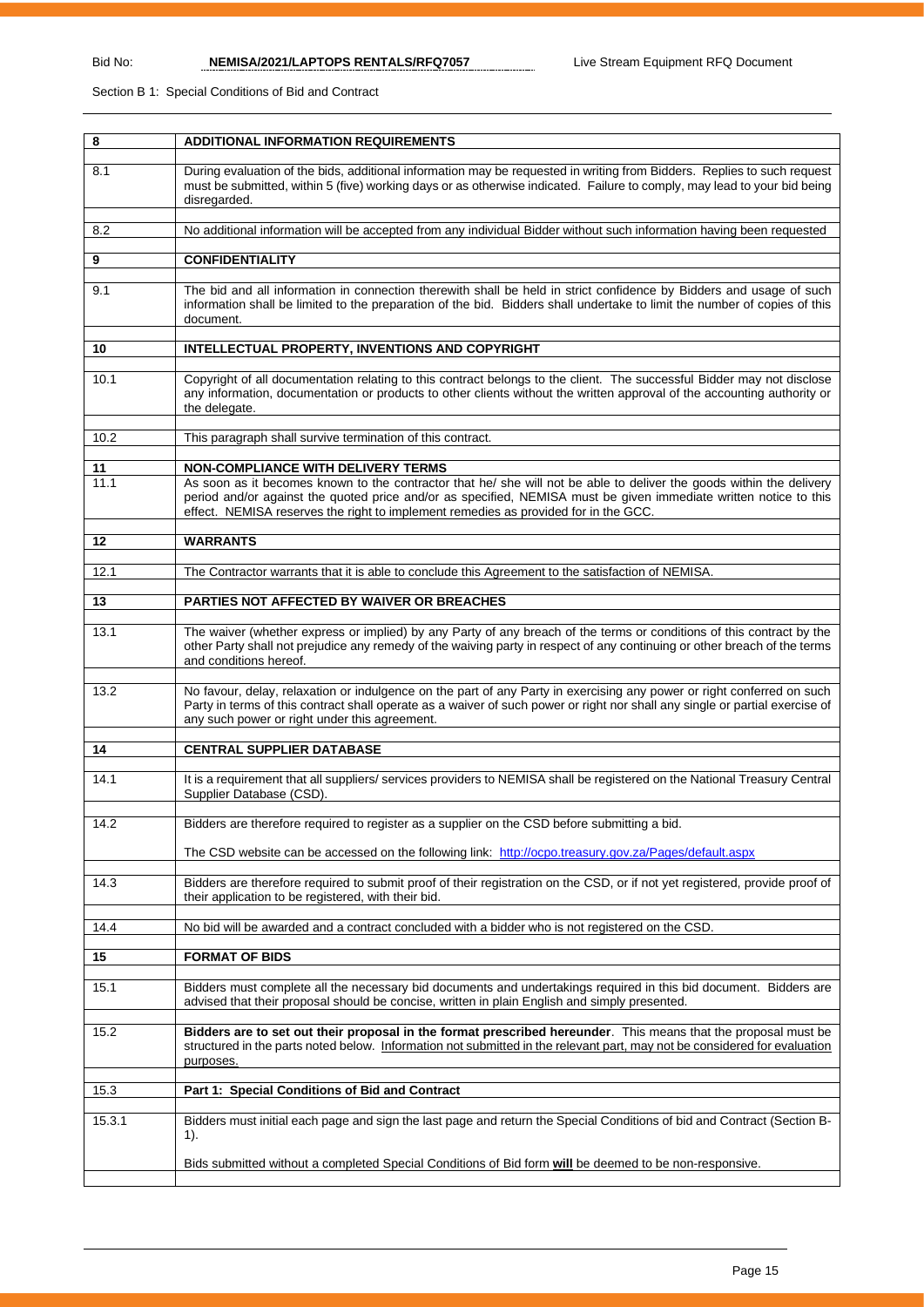Section B 1: Special Conditions of Bid and Contract

| | |
|---|---|
| **8** | **ADDITIONAL INFORMATION REQUIREMENTS** |
| 8.1 | During evaluation of the bids, additional information may be requested in writing from Bidders. Replies to such request must be submitted, within 5 (five) working days or as otherwise indicated. Failure to comply, may lead to your bid being disregarded. |
| 8.2 | No additional information will be accepted from any individual Bidder without such information having been requested |
| **9** | **CONFIDENTIALITY** |
| 9.1 | The bid and all information in connection therewith shall be held in strict confidence by Bidders and usage of such information shall be limited to the preparation of the bid. Bidders shall undertake to limit the number of copies of this document. |
| **10** | **INTELLECTUAL PROPERTY, INVENTIONS AND COPYRIGHT** |
| 10.1 | Copyright of all documentation relating to this contract belongs to the client. The successful Bidder may not disclose any information, documentation or products to other clients without the written approval of the accounting authority or the delegate. |
| 10.2 | This paragraph shall survive termination of this contract. |
| **11** | **NON-COMPLIANCE WITH DELIVERY TERMS** |
| 11.1 | As soon as it becomes known to the contractor that he/ she will not be able to deliver the goods within the delivery period and/or against the quoted price and/or as specified, NEMISA must be given immediate written notice to this effect. NEMISA reserves the right to implement remedies as provided for in the GCC. |
| **12** | **WARRANTS** |
| 12.1 | The Contractor warrants that it is able to conclude this Agreement to the satisfaction of NEMISA. |
| **13** | **PARTIES NOT AFFECTED BY WAIVER OR BREACHES** |
| 13.1 | The waiver (whether express or implied) by any Party of any breach of the terms or conditions of this contract by the other Party shall not prejudice any remedy of the waiving party in respect of any continuing or other breach of the terms and conditions hereof. |
| 13.2 | No favour, delay, relaxation or indulgence on the part of any Party in exercising any power or right conferred on such Party in terms of this contract shall operate as a waiver of such power or right nor shall any single or partial exercise of any such power or right under this agreement. |
| **14** | **CENTRAL SUPPLIER DATABASE** |
| 14.1 | It is a requirement that all suppliers/ services providers to NEMISA shall be registered on the National Treasury Central Supplier Database (CSD). |
| 14.2 | Bidders are therefore required to register as a supplier on the CSD before submitting a bid.<br><br>The CSD website can be accessed on the following link: http://ocpo.treasury.gov.za/Pages/default.aspx |
| 14.3 | Bidders are therefore required to submit proof of their registration on the CSD, or if not yet registered, provide proof of their application to be registered, with their bid. |
| 14.4 | No bid will be awarded and a contract concluded with a bidder who is not registered on the CSD. |
| **15** | **FORMAT OF BIDS** |
| 15.1 | Bidders must complete all the necessary bid documents and undertakings required in this bid document. Bidders are advised that their proposal should be concise, written in plain English and simply presented. |
| 15.2 | **Bidders are to set out their proposal in the format prescribed hereunder**. This means that the proposal must be structured in the parts noted below. Information not submitted in the relevant part, may not be considered for evaluation purposes. |
| 15.3 | **Part 1: Special Conditions of Bid and Contract** |
| 15.3.1 | Bidders must initial each page and sign the last page and return the Special Conditions of bid and Contract (Section B-1).<br><br>Bids submitted without a completed Special Conditions of Bid form **will** be deemed to be non-responsive. |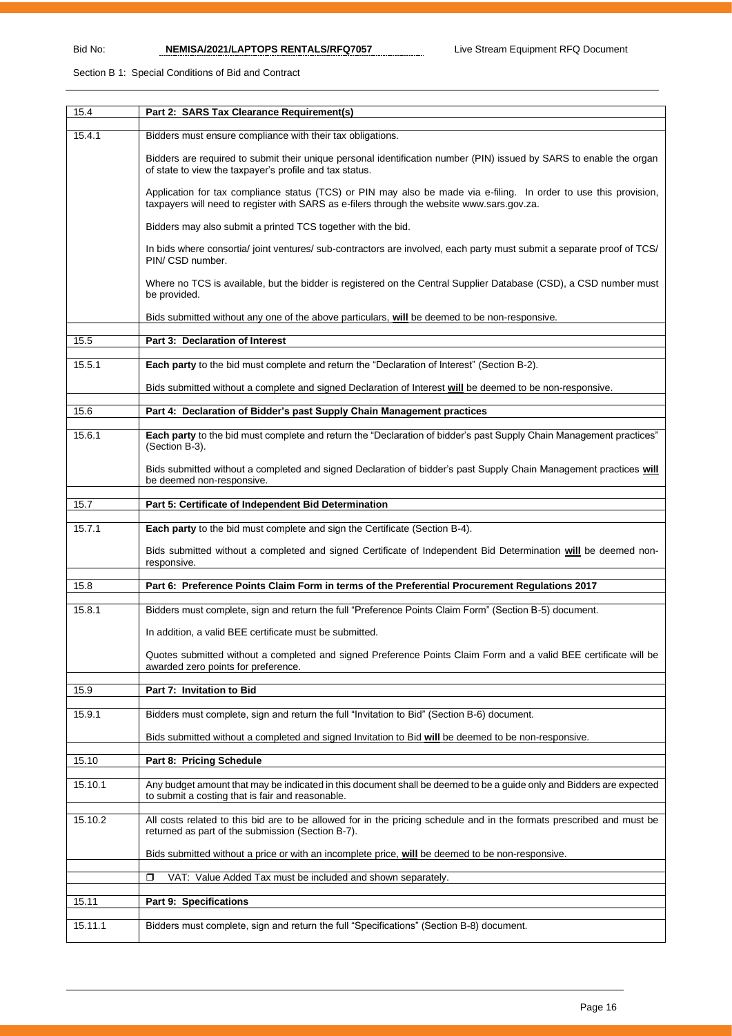Section B 1: Special Conditions of Bid and Contract

| | |
|---|---|
| 15.4 | **Part 2: SARS Tax Clearance Requirement(s)** |
| 15.4.1 | Bidders must ensure compliance with their tax obligations.<br><br>Bidders are required to submit their unique personal identification number (PIN) issued by SARS to enable the organ of state to view the taxpayer's profile and tax status.<br><br>Application for tax compliance status (TCS) or PIN may also be made via e-filing. In order to use this provision, taxpayers will need to register with SARS as e-filers through the website www.sars.gov.za.<br><br>Bidders may also submit a printed TCS together with the bid.<br><br>In bids where consortia/ joint ventures/ sub-contractors are involved, each party must submit a separate proof of TCS/ PIN/ CSD number.<br><br>Where no TCS is available, but the bidder is registered on the Central Supplier Database (CSD), a CSD number must be provided.<br><br>Bids submitted without any one of the above particulars, **will** be deemed to be non-responsive. |
| 15.5 | **Part 3: Declaration of Interest** |
| 15.5.1 | **Each party** to the bid must complete and return the "Declaration of Interest" (Section B-2).<br><br>Bids submitted without a complete and signed Declaration of Interest **will** be deemed to be non-responsive. |
| 15.6 | **Part 4: Declaration of Bidder's past Supply Chain Management practices** |
| 15.6.1 | **Each party** to the bid must complete and return the "Declaration of bidder's past Supply Chain Management practices" (Section B-3).<br><br>Bids submitted without a completed and signed Declaration of bidder's past Supply Chain Management practices **will** be deemed non-responsive. |
| 15.7 | **Part 5: Certificate of Independent Bid Determination** |
| 15.7.1 | **Each party** to the bid must complete and sign the Certificate (Section B-4).<br><br>Bids submitted without a completed and signed Certificate of Independent Bid Determination **will** be deemed non-responsive. |
| 15.8 | **Part 6: Preference Points Claim Form in terms of the Preferential Procurement Regulations 2017** |
| 15.8.1 | Bidders must complete, sign and return the full "Preference Points Claim Form" (Section B-5) document.<br><br>In addition, a valid BEE certificate must be submitted.<br><br>Quotes submitted without a completed and signed Preference Points Claim Form and a valid BEE certificate will be awarded zero points for preference. |
| 15.9 | **Part 7: Invitation to Bid** |
| 15.9.1 | Bidders must complete, sign and return the full "Invitation to Bid" (Section B-6) document.<br><br>Bids submitted without a completed and signed Invitation to Bid **will** be deemed to be non-responsive. |
| 15.10 | **Part 8: Pricing Schedule** |
| 15.10.1 | Any budget amount that may be indicated in this document shall be deemed to be a guide only and Bidders are expected to submit a costing that is fair and reasonable. |
| 15.10.2 | All costs related to this bid are to be allowed for in the pricing schedule and in the formats prescribed and must be returned as part of the submission (Section B-7).<br><br>Bids submitted without a price or with an incomplete price, **will** be deemed to be non-responsive. |
| | ☐ VAT: Value Added Tax must be included and shown separately. |
| 15.11 | **Part 9: Specifications** |
| 15.11.1 | Bidders must complete, sign and return the full "Specifications" (Section B-8) document. |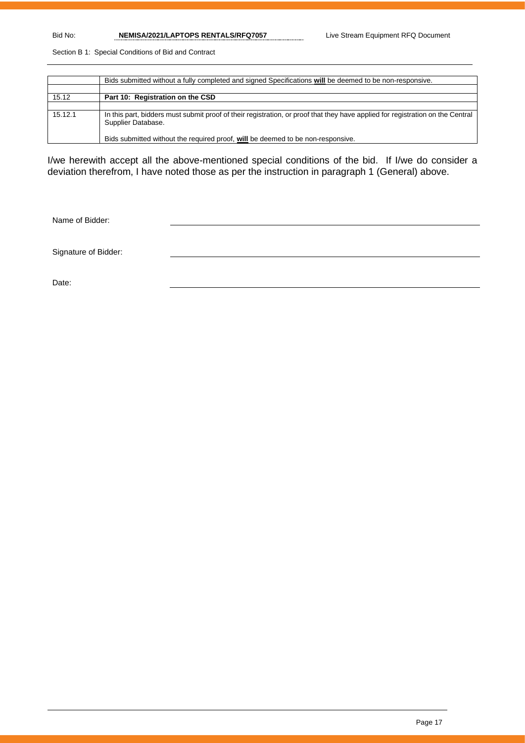| | |
|---|---|
| | Bids submitted without a fully completed and signed Specifications **will** be deemed to be non-responsive. |
| | |
| 15.12 | **Part 10: Registration on the CSD** |
| | |
| 15.12.1 | In this part, bidders must submit proof of their registration, or proof that they have applied for registration on the Central Supplier Database.<br><br>Bids submitted without the required proof, **will** be deemed to be non-responsive. |

I/we herewith accept all the above-mentioned special conditions of the bid. If I/we do consider a deviation therefrom, I have noted those as per the instruction in paragraph 1 (General) above.

Name of Bidder: \_\_\_\_\_\_\_\_\_\_\_\_\_\_\_\_\_\_\_\_\_\_\_\_\_\_\_\_\_\_\_\_

Signature of Bidder: \_\_\_\_\_\_\_\_\_\_\_\_\_\_\_\_\_\_\_\_\_\_\_\_\_\_\_\_\_\_\_\_

Date: \_\_\_\_\_\_\_\_\_\_\_\_\_\_\_\_\_\_\_\_\_\_\_\_\_\_\_\_\_\_\_\_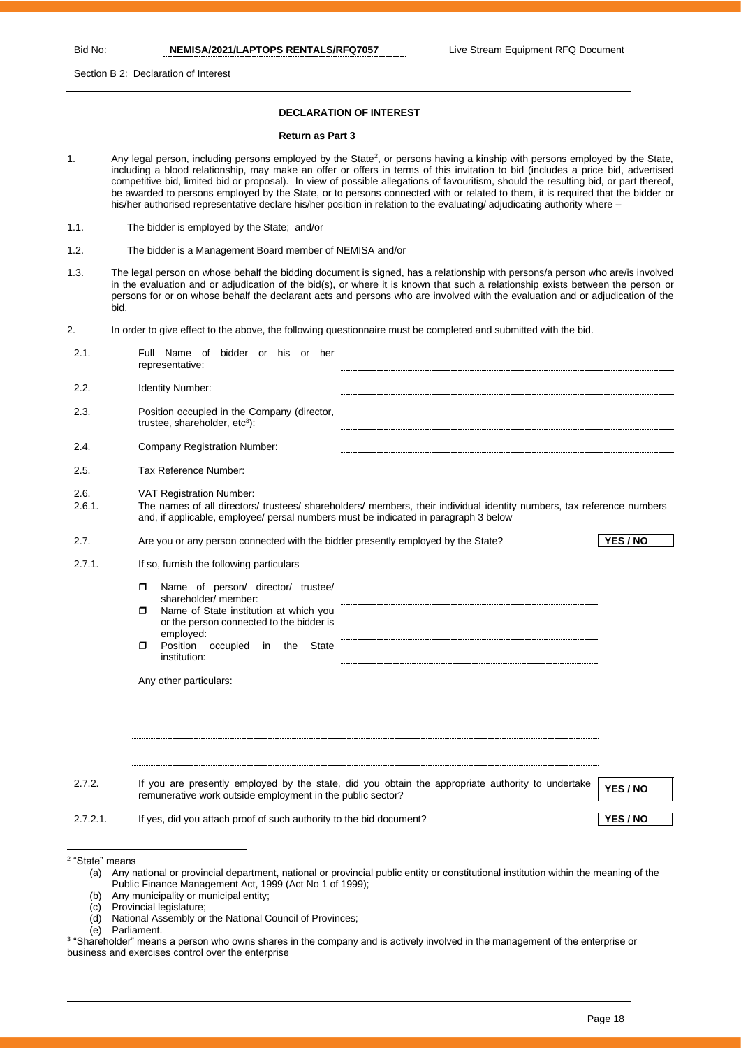Section B 2: Declaration of Interest

## DECLARATION OF INTEREST

**Return as Part 3**

1. Any legal person, including persons employed by the State[2], or persons having a kinship with persons employed by the State, including a blood relationship, may make an offer or offers in terms of this invitation to bid (includes a price bid, advertised competitive bid, limited bid or proposal). In view of possible allegations of favouritism, should the resulting bid, or part thereof, be awarded to persons employed by the State, or to persons connected with or related to them, it is required that the bidder or his/her authorised representative declare his/her position in relation to the evaluating/ adjudicating authority where –

1.1. The bidder is employed by the State; and/or

1.2. The bidder is a Management Board member of NEMISA and/or

1.3. The legal person on whose behalf the bidding document is signed, has a relationship with persons/a person who are/is involved in the evaluation and or adjudication of the bid(s), or where it is known that such a relationship exists between the person or persons for or on whose behalf the declarant acts and persons who are involved with the evaluation and or adjudication of the bid.

2. In order to give effect to the above, the following questionnaire must be completed and submitted with the bid.

2.1. Full Name of bidder or his or her representative: ……………………………………………

2.2. Identity Number: ……………………………………………

2.3. Position occupied in the Company (director, trustee, shareholder, etc[3]): ……………………………………………

2.4. Company Registration Number: ……………………………………………

2.5. Tax Reference Number: ……………………………………………

2.6. VAT Registration Number: ……………………………………………

2.6.1. The names of all directors/ trustees/ shareholders/ members, their individual identity numbers, tax reference numbers and, if applicable, employee/ persal numbers must be indicated in paragraph 3 below

2.7. Are you or any person connected with the bidder presently employed by the State? **YES / NO**

2.7.1. If so, furnish the following particulars

- Name of person/ director/ trustee/ shareholder/ member: ……………………………………………
- Name of State institution at which you or the person connected to the bidder is employed: ……………………………………………
- Position occupied in the State institution: ……………………………………………

Any other particulars:

……………………………………………………………………………………………

……………………………………………………………………………………………

……………………………………………………………………………………………

2.7.2. If you are presently employed by the state, did you obtain the appropriate authority to undertake remunerative work outside employment in the public sector? **YES / NO**

2.7.2.1. If yes, did you attach proof of such authority to the bid document? **YES / NO**

---

[2] "State" means
(a) Any national or provincial department, national or provincial public entity or constitutional institution within the meaning of the Public Finance Management Act, 1999 (Act No 1 of 1999);
(b) Any municipality or municipal entity;
(c) Provincial legislature;
(d) National Assembly or the National Council of Provinces;
(e) Parliament.

[3] "Shareholder" means a person who owns shares in the company and is actively involved in the management of the enterprise or business and exercises control over the enterprise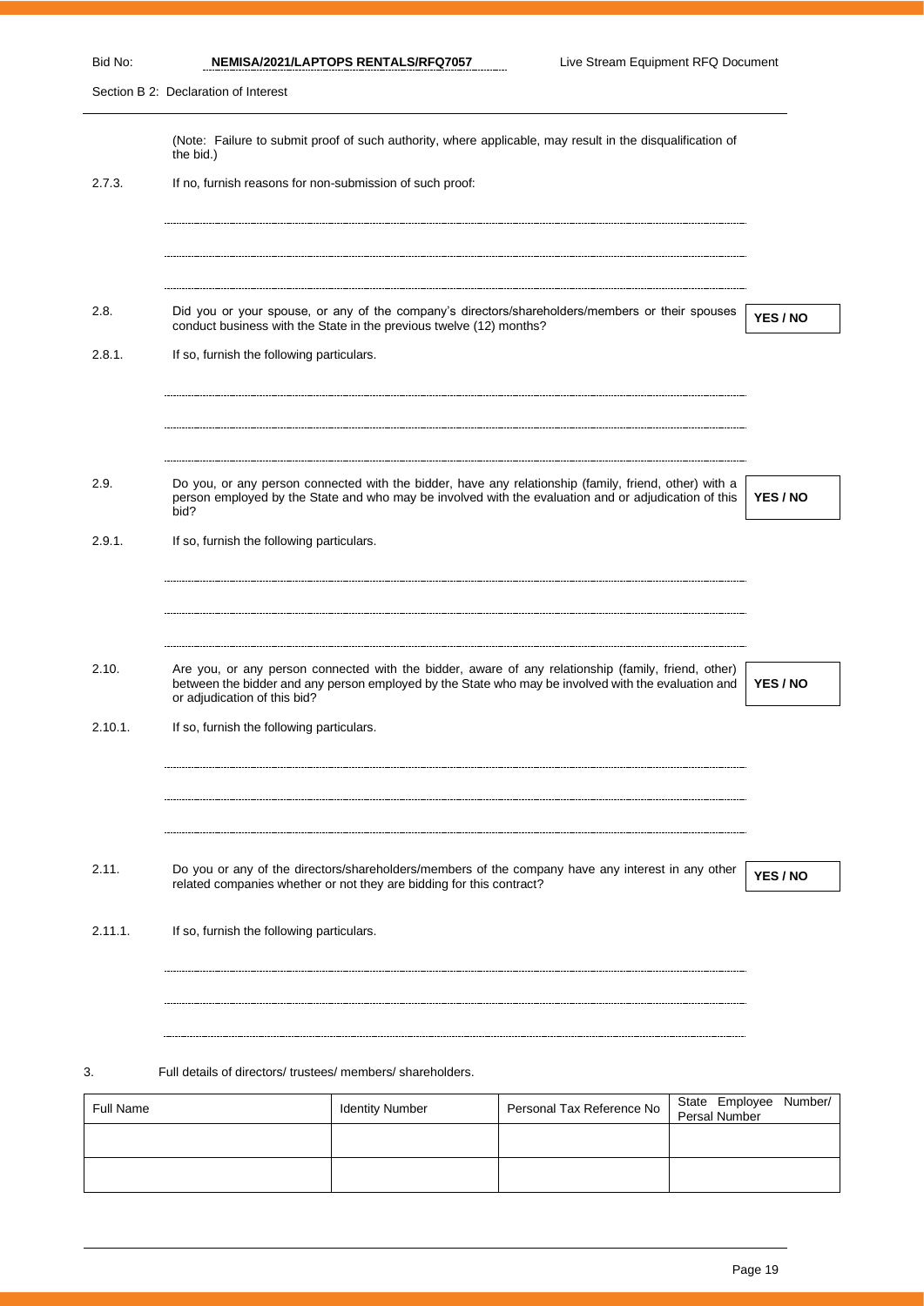(Note: Failure to submit proof of such authority, where applicable, may result in the disqualification of the bid.)

2.7.3. If no, furnish reasons for non-submission of such proof:

.................................................................................................................................................

.................................................................................................................................................

.................................................................................................................................................

2.8. Did you or your spouse, or any of the company's directors/shareholders/members or their spouses conduct business with the State in the previous twelve (12) months? **YES / NO**

2.8.1. If so, furnish the following particulars.

.................................................................................................................................................

.................................................................................................................................................

.................................................................................................................................................

2.9. Do you, or any person connected with the bidder, have any relationship (family, friend, other) with a person employed by the State and who may be involved with the evaluation and or adjudication of this bid? **YES / NO**

2.9.1. If so, furnish the following particulars.

.................................................................................................................................................

.................................................................................................................................................

.................................................................................................................................................

2.10. Are you, or any person connected with the bidder, aware of any relationship (family, friend, other) between the bidder and any person employed by the State who may be involved with the evaluation and or adjudication of this bid? **YES / NO**

2.10.1. If so, furnish the following particulars.

.................................................................................................................................................

.................................................................................................................................................

.................................................................................................................................................

2.11. Do you or any of the directors/shareholders/members of the company have any interest in any other related companies whether or not they are bidding for this contract? **YES / NO**

2.11.1. If so, furnish the following particulars.

.................................................................................................................................................

.................................................................................................................................................

.................................................................................................................................................

3. Full details of directors/ trustees/ members/ shareholders.

| Full Name | Identity Number | Personal Tax Reference No | State Employee Number/ Persal Number |
| --- | --- | --- | --- |
| | | | |
| | | | |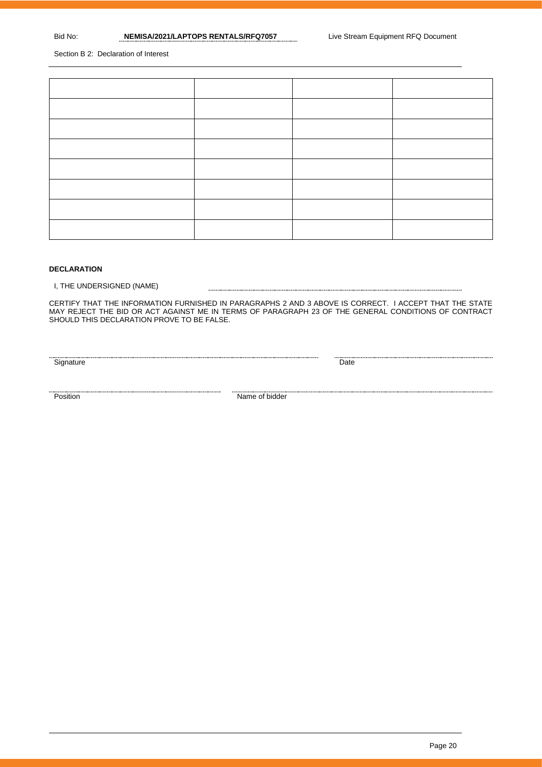Section B 2: Declaration of Interest

| | | | |
|---|---|---|---|
| | | | |
| | | | |
| | | | |
| | | | |
| | | | |
| | | | |
| | | | |

**DECLARATION**

I, THE UNDERSIGNED (NAME) ……………………………………………………………

CERTIFY THAT THE INFORMATION FURNISHED IN PARAGRAPHS 2 AND 3 ABOVE IS CORRECT. I ACCEPT THAT THE STATE MAY REJECT THE BID OR ACT AGAINST ME IN TERMS OF PARAGRAPH 23 OF THE GENERAL CONDITIONS OF CONTRACT SHOULD THIS DECLARATION PROVE TO BE FALSE.

……………………………………………………… ………………………………
Signature Date

……………………………………… ………………………………………………………
Position Name of bidder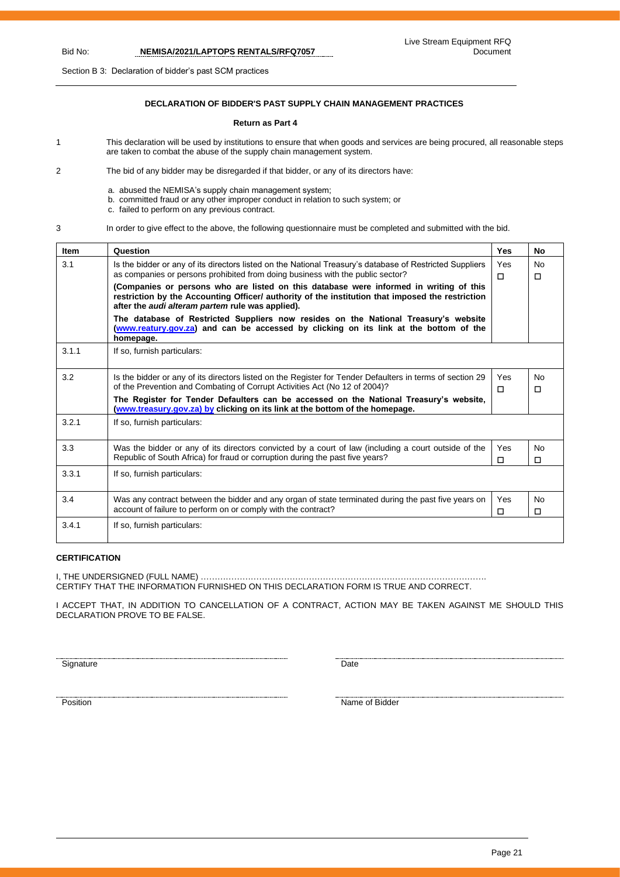Section B 3: Declaration of bidder's past SCM practices

**DECLARATION OF BIDDER'S PAST SUPPLY CHAIN MANAGEMENT PRACTICES**

**Return as Part 4**

1 This declaration will be used by institutions to ensure that when goods and services are being procured, all reasonable steps are taken to combat the abuse of the supply chain management system.

2 The bid of any bidder may be disregarded if that bidder, or any of its directors have:

a. abused the NEMISA's supply chain management system;
b. committed fraud or any other improper conduct in relation to such system; or
c. failed to perform on any previous contract.

3 In order to give effect to the above, the following questionnaire must be completed and submitted with the bid.

| Item | Question | Yes | No |
|---|---|---|---|
| 3.1 | Is the bidder or any of its directors listed on the National Treasury's database of Restricted Suppliers as companies or persons prohibited from doing business with the public sector?<br>**(Companies or persons who are listed on this database were informed in writing of this restriction by the Accounting Officer/ authority of the institution that imposed the restriction after the *audi alteram partem* rule was applied).**<br>**The database of Restricted Suppliers now resides on the National Treasury's website (www.reatury.gov.za) and can be accessed by clicking on its link at the bottom of the homepage.** | Yes ☐ | No ☐ |
| 3.1.1 | If so, furnish particulars: | | |
| 3.2 | Is the bidder or any of its directors listed on the Register for Tender Defaulters in terms of section 29 of the Prevention and Combating of Corrupt Activities Act (No 12 of 2004)?<br>**The Register for Tender Defaulters can be accessed on the National Treasury's website, (www.treasury.gov.za) by clicking on its link at the bottom of the homepage.** | Yes ☐ | No ☐ |
| 3.2.1 | If so, furnish particulars: | | |
| 3.3 | Was the bidder or any of its directors convicted by a court of law (including a court outside of the Republic of South Africa) for fraud or corruption during the past five years? | Yes ☐ | No ☐ |
| 3.3.1 | If so, furnish particulars: | | |
| 3.4 | Was any contract between the bidder and any organ of state terminated during the past five years on account of failure to perform on or comply with the contract? | Yes ☐ | No ☐ |
| 3.4.1 | If so, furnish particulars: | | |

**CERTIFICATION**

I, THE UNDERSIGNED (FULL NAME) ………………………………………………………………………………………….
CERTIFY THAT THE INFORMATION FURNISHED ON THIS DECLARATION FORM IS TRUE AND CORRECT.

I ACCEPT THAT, IN ADDITION TO CANCELLATION OF A CONTRACT, ACTION MAY BE TAKEN AGAINST ME SHOULD THIS DECLARATION PROVE TO BE FALSE.

Signature ……………………………… Date ………………………………

Position ……………………………… Name of Bidder ………………………………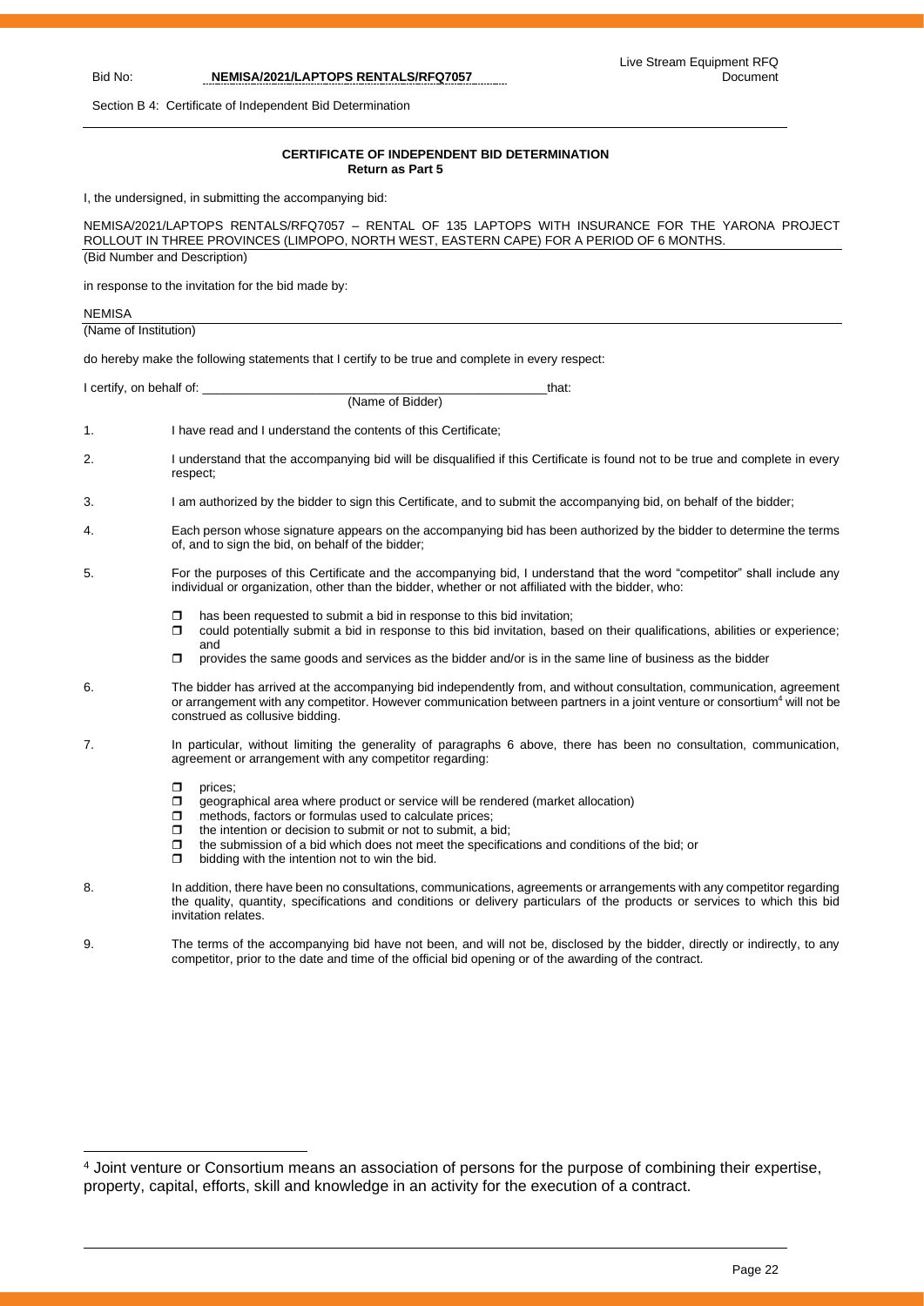Section B 4: Certificate of Independent Bid Determination

## CERTIFICATE OF INDEPENDENT BID DETERMINATION

**Return as Part 5**

I, the undersigned, in submitting the accompanying bid:

NEMISA/2021/LAPTOPS RENTALS/RFQ7057 – RENTAL OF 135 LAPTOPS WITH INSURANCE FOR THE YARONA PROJECT ROLLOUT IN THREE PROVINCES (LIMPOPO, NORTH WEST, EASTERN CAPE) FOR A PERIOD OF 6 MONTHS.

(Bid Number and Description)

in response to the invitation for the bid made by:

NEMISA

(Name of Institution)

do hereby make the following statements that I certify to be true and complete in every respect:

I certify, on behalf of: _______________________________________________ that:

(Name of Bidder)

1. I have read and I understand the contents of this Certificate;
2. I understand that the accompanying bid will be disqualified if this Certificate is found not to be true and complete in every respect;
3. I am authorized by the bidder to sign this Certificate, and to submit the accompanying bid, on behalf of the bidder;
4. Each person whose signature appears on the accompanying bid has been authorized by the bidder to determine the terms of, and to sign the bid, on behalf of the bidder;
5. For the purposes of this Certificate and the accompanying bid, I understand that the word "competitor" shall include any individual or organization, other than the bidder, whether or not affiliated with the bidder, who:
   - has been requested to submit a bid in response to this bid invitation;
   - could potentially submit a bid in response to this bid invitation, based on their qualifications, abilities or experience; and
   - provides the same goods and services as the bidder and/or is in the same line of business as the bidder
6. The bidder has arrived at the accompanying bid independently from, and without consultation, communication, agreement or arrangement with any competitor. However communication between partners in a joint venture or consortium[4] will not be construed as collusive bidding.
7. In particular, without limiting the generality of paragraphs 6 above, there has been no consultation, communication, agreement or arrangement with any competitor regarding:
   - prices;
   - geographical area where product or service will be rendered (market allocation)
   - methods, factors or formulas used to calculate prices;
   - the intention or decision to submit or not to submit, a bid;
   - the submission of a bid which does not meet the specifications and conditions of the bid; or
   - bidding with the intention not to win the bid.
8. In addition, there have been no consultations, communications, agreements or arrangements with any competitor regarding the quality, quantity, specifications and conditions or delivery particulars of the products or services to which this bid invitation relates.
9. The terms of the accompanying bid have not been, and will not be, disclosed by the bidder, directly or indirectly, to any competitor, prior to the date and time of the official bid opening or of the awarding of the contract.

---

[4] Joint venture or Consortium means an association of persons for the purpose of combining their expertise, property, capital, efforts, skill and knowledge in an activity for the execution of a contract.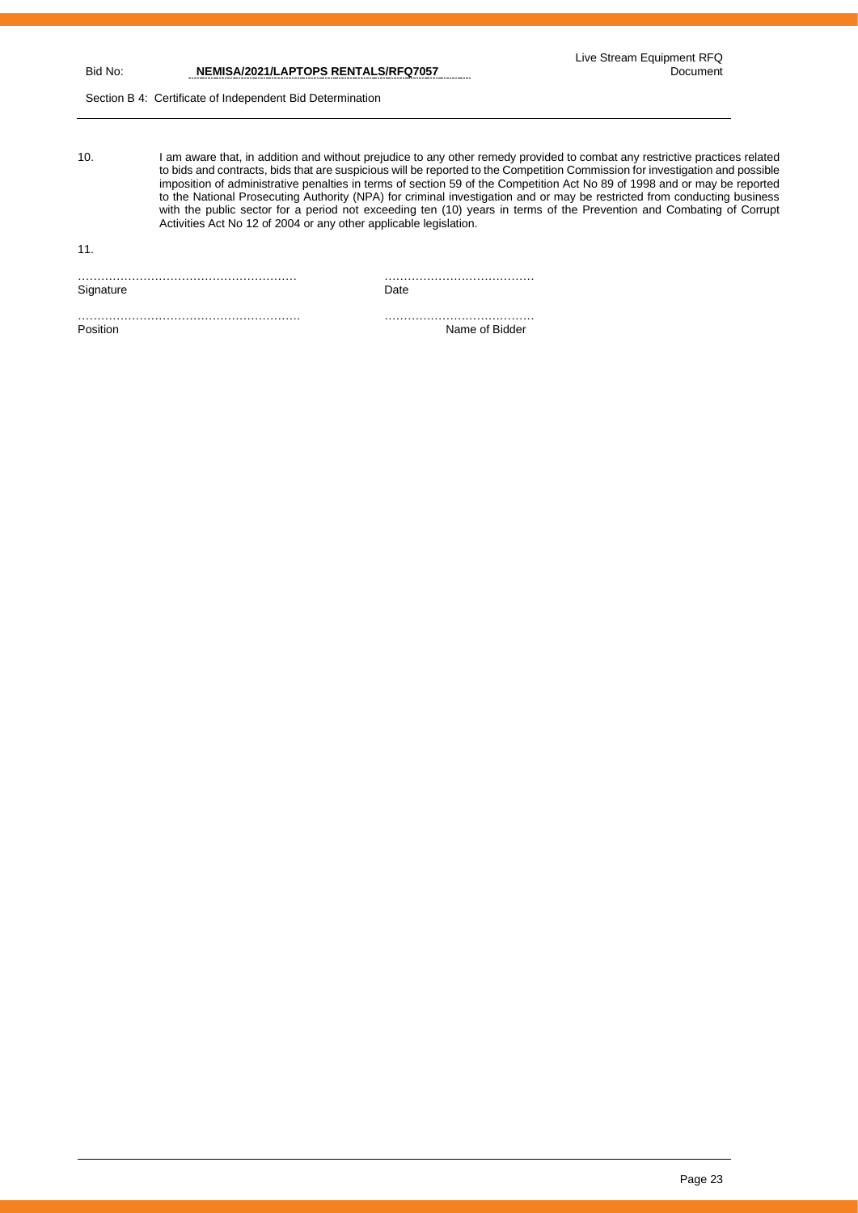10. I am aware that, in addition and without prejudice to any other remedy provided to combat any restrictive practices related to bids and contracts, bids that are suspicious will be reported to the Competition Commission for investigation and possible imposition of administrative penalties in terms of section 59 of the Competition Act No 89 of 1998 and or may be reported to the National Prosecuting Authority (NPA) for criminal investigation and or may be restricted from conducting business with the public sector for a period not exceeding ten (10) years in terms of the Prevention and Combating of Corrupt Activities Act No 12 of 2004 or any other applicable legislation.

11.

………………………………………………… ………………………………
Signature Date

…………………………………………………. ………………………………
Position Name of Bidder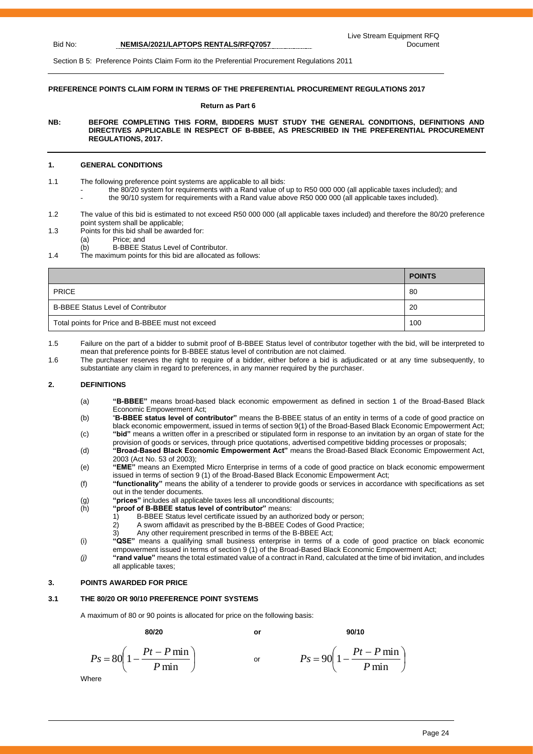Section B 5: Preference Points Claim Form ito the Preferential Procurement Regulations 2011

**PREFERENCE POINTS CLAIM FORM IN TERMS OF THE PREFERENTIAL PROCUREMENT REGULATIONS 2017**

**Return as Part 6**

**NB: BEFORE COMPLETING THIS FORM, BIDDERS MUST STUDY THE GENERAL CONDITIONS, DEFINITIONS AND DIRECTIVES APPLICABLE IN RESPECT OF B-BBEE, AS PRESCRIBED IN THE PREFERENTIAL PROCUREMENT REGULATIONS, 2017.**

## 1. GENERAL CONDITIONS

1.1 The following preference point systems are applicable to all bids:
- the 80/20 system for requirements with a Rand value of up to R50 000 000 (all applicable taxes included); and
- the 90/10 system for requirements with a Rand value above R50 000 000 (all applicable taxes included).

1.2 The value of this bid is estimated to not exceed R50 000 000 (all applicable taxes included) and therefore the 80/20 preference point system shall be applicable;

1.3 Points for this bid shall be awarded for:
(a) Price; and
(b) B-BBEE Status Level of Contributor.

1.4 The maximum points for this bid are allocated as follows:

| | **POINTS** |
|---|---|
| PRICE | 80 |
| B-BBEE Status Level of Contributor | 20 |
| Total points for Price and B-BBEE must not exceed | 100 |

1.5 Failure on the part of a bidder to submit proof of B-BBEE Status level of contributor together with the bid, will be interpreted to mean that preference points for B-BBEE status level of contribution are not claimed.

1.6 The purchaser reserves the right to require of a bidder, either before a bid is adjudicated or at any time subsequently, to substantiate any claim in regard to preferences, in any manner required by the purchaser.

## 2. DEFINITIONS

(a) **"B-BBEE"** means broad-based black economic empowerment as defined in section 1 of the Broad-Based Black Economic Empowerment Act;

(b) "**B-BBEE status level of contributor"** means the B-BBEE status of an entity in terms of a code of good practice on black economic empowerment, issued in terms of section 9(1) of the Broad-Based Black Economic Empowerment Act;

(c) **"bid"** means a written offer in a prescribed or stipulated form in response to an invitation by an organ of state for the provision of goods or services, through price quotations, advertised competitive bidding processes or proposals;

(d) **"Broad-Based Black Economic Empowerment Act"** means the Broad-Based Black Economic Empowerment Act, 2003 (Act No. 53 of 2003);

(e) **"EME"** means an Exempted Micro Enterprise in terms of a code of good practice on black economic empowerment issued in terms of section 9 (1) of the Broad-Based Black Economic Empowerment Act;

(f) **"functionality"** means the ability of a tenderer to provide goods or services in accordance with specifications as set out in the tender documents.

(g) **"prices"** includes all applicable taxes less all unconditional discounts;

(h) **"proof of B-BBEE status level of contributor"** means:
1) B-BBEE Status level certificate issued by an authorized body or person;
2) A sworn affidavit as prescribed by the B-BBEE Codes of Good Practice;
3) Any other requirement prescribed in terms of the B-BBEE Act;

(i) **"QSE"** means a qualifying small business enterprise in terms of a code of good practice on black economic empowerment issued in terms of section 9 (1) of the Broad-Based Black Economic Empowerment Act;

*(j)* **"rand value"** means the total estimated value of a contract in Rand, calculated at the time of bid invitation, and includes all applicable taxes;

## 3. POINTS AWARDED FOR PRICE

### 3.1 THE 80/20 OR 90/10 PREFERENCE POINT SYSTEMS

A maximum of 80 or 90 points is allocated for price on the following basis:

**80/20** or **90/10**

$$Ps = 80\left(1 - \frac{Pt - P\min}{P\min}\right) \quad \text{or} \quad Ps = 90\left(1 - \frac{Pt - P\min}{P\min}\right)$$

Where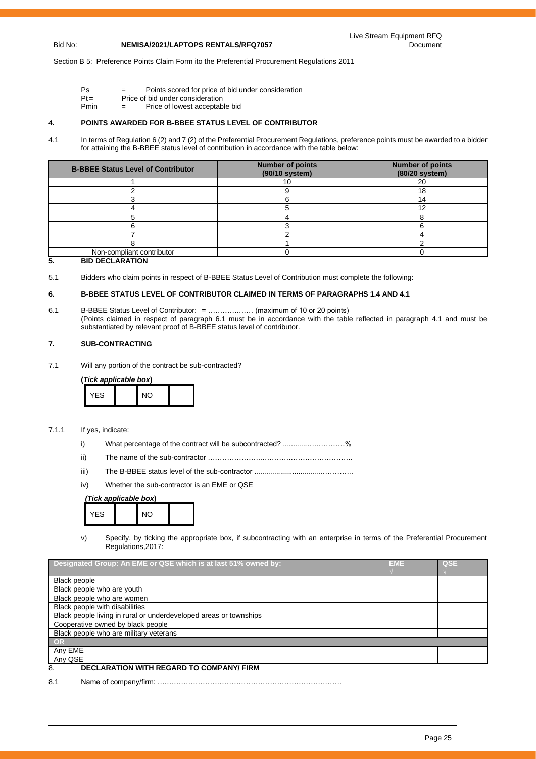Section B 5: Preference Points Claim Form ito the Preferential Procurement Regulations 2011

Ps = Points scored for price of bid under consideration
Pt = Price of bid under consideration
Pmin = Price of lowest acceptable bid

## 4. POINTS AWARDED FOR B-BBEE STATUS LEVEL OF CONTRIBUTOR

4.1 In terms of Regulation 6 (2) and 7 (2) of the Preferential Procurement Regulations, preference points must be awarded to a bidder for attaining the B-BBEE status level of contribution in accordance with the table below:

| B-BBEE Status Level of Contributor | Number of points (90/10 system) | Number of points (80/20 system) |
|---|---|---|
| 1 | 10 | 20 |
| 2 | 9 | 18 |
| 3 | 6 | 14 |
| 4 | 5 | 12 |
| 5 | 4 | 8 |
| 6 | 3 | 6 |
| 7 | 2 | 4 |
| 8 | 1 | 2 |
| Non-compliant contributor | 0 | 0 |

## 5. BID DECLARATION

5.1 Bidders who claim points in respect of B-BBEE Status Level of Contribution must complete the following:

## 6. B-BBEE STATUS LEVEL OF CONTRIBUTOR CLAIMED IN TERMS OF PARAGRAPHS 1.4 AND 4.1

6.1 B-BBEE Status Level of Contributor: = ……………..… (maximum of 10 or 20 points)
(Points claimed in respect of paragraph 6.1 must be in accordance with the table reflected in paragraph 4.1 and must be substantiated by relevant proof of B-BBEE status level of contributor.

## 7. SUB-CONTRACTING

7.1 Will any portion of the contract be sub-contracted?

**(*Tick applicable box*)**

| YES | | NO | |
|---|---|---|---|

7.1.1 If yes, indicate:

i) What percentage of the contract will be subcontracted? ............……………%

ii) The name of the sub-contractor …………………..………….…………………….

iii) The B-BBEE status level of the sub-contractor ...............................……………..

iv) Whether the sub-contractor is an EME or QSE

***(Tick applicable box)***

| YES | | NO | |
|---|---|---|---|

v) Specify, by ticking the appropriate box, if subcontracting with an enterprise in terms of the Preferential Procurement Regulations,2017:

| Designated Group: An EME or QSE which is at last 51% owned by: | EME √ | QSE √ |
|---|---|---|
| Black people | | |
| Black people who are youth | | |
| Black people who are women | | |
| Black people with disabilities | | |
| Black people living in rural or underdeveloped areas or townships | | |
| Cooperative owned by black people | | |
| Black people who are military veterans | | |
| **OR** | | |
| Any EME | | |
| Any QSE | | |

## 8. DECLARATION WITH REGARD TO COMPANY/ FIRM

8.1 Name of company/firm: ….……………………………………………………………….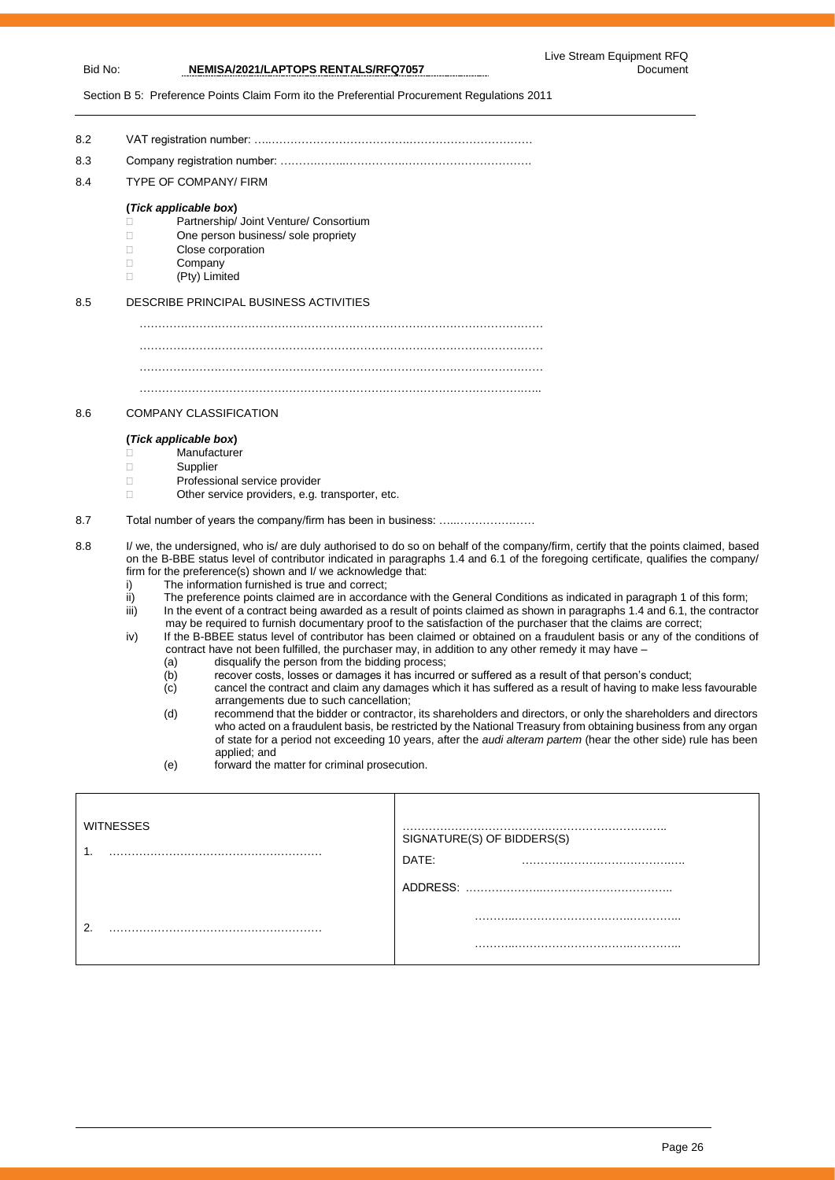Section B 5: Preference Points Claim Form ito the Preferential Procurement Regulations 2011

8.2 VAT registration number: …..……………………………….……………………………

8.3 Company registration number: ……….……..…………….…………………………….

8.4 TYPE OF COMPANY/ FIRM

**(*Tick applicable box*)**

- Partnership/ Joint Venture/ Consortium
- One person business/ sole propriety
- Close corporation
- Company
- (Pty) Limited

8.5 DESCRIBE PRINCIPAL BUSINESS ACTIVITIES

…………………………………………………………………………………………………

…………………………………………………………………………………………………

…………………………………………………………………………………………………

………………………………………………………………………………………….…..

8.6 COMPANY CLASSIFICATION

**(*Tick applicable box*)**

- Manufacturer
- Supplier
- Professional service provider
- Other service providers, e.g. transporter, etc.

8.7 Total number of years the company/firm has been in business: ….…………………

8.8 I/ we, the undersigned, who is/ are duly authorised to do so on behalf of the company/firm, certify that the points claimed, based on the B-BBE status level of contributor indicated in paragraphs 1.4 and 6.1 of the foregoing certificate, qualifies the company/ firm for the preference(s) shown and I/ we acknowledge that:

i) The information furnished is true and correct;

ii) The preference points claimed are in accordance with the General Conditions as indicated in paragraph 1 of this form;

iii) In the event of a contract being awarded as a result of points claimed as shown in paragraphs 1.4 and 6.1, the contractor may be required to furnish documentary proof to the satisfaction of the purchaser that the claims are correct;

iv) If the B-BBEE status level of contributor has been claimed or obtained on a fraudulent basis or any of the conditions of contract have not been fulfilled, the purchaser may, in addition to any other remedy it may have –

(a) disqualify the person from the bidding process;

(b) recover costs, losses or damages it has incurred or suffered as a result of that person's conduct;

(c) cancel the contract and claim any damages which it has suffered as a result of having to make less favourable arrangements due to such cancellation;

(d) recommend that the bidder or contractor, its shareholders and directors, or only the shareholders and directors who acted on a fraudulent basis, be restricted by the National Treasury from obtaining business from any organ of state for a period not exceeding 10 years, after the *audi alteram partem* (hear the other side) rule has been applied; and

(e) forward the matter for criminal prosecution.

| WITNESSES | |
|---|---|
| 1. ……………………………………………… | ……………………………………………………………<br>SIGNATURE(S) OF BIDDERS(S)<br>DATE: …………………………………… |
| | ADDRESS: …………………..…………………………… |
| 2. ……………………………………………… | ………..…………………………..………….<br>………..…………………………..………….. |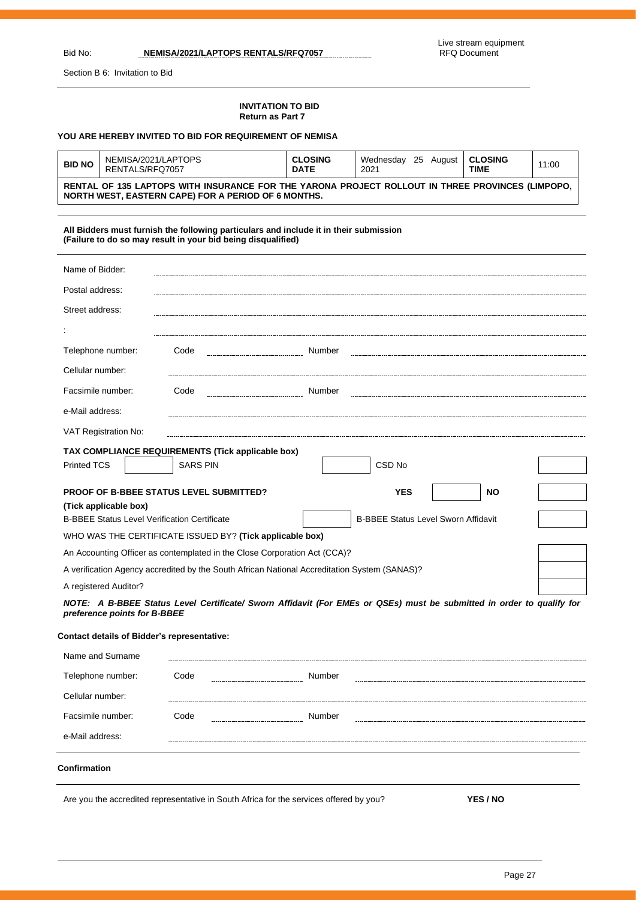Bid No: **NEMISA/2021/LAPTOPS RENTALS/RFQ7057**

Live stream equipment RFQ Document

Section B 6: Invitation to Bid

**INVITATION TO BID**
**Return as Part 7**

**YOU ARE HEREBY INVITED TO BID FOR REQUIREMENT OF NEMISA**

| **BID NO** | NEMISA/2021/LAPTOPS RENTALS/RFQ7057 | **CLOSING DATE** | Wednesday 25 August 2021 | **CLOSING TIME** | 11:00 |
|---|---|---|---|---|---|
| **RENTAL OF 135 LAPTOPS WITH INSURANCE FOR THE YARONA PROJECT ROLLOUT IN THREE PROVINCES (LIMPOPO, NORTH WEST, EASTERN CAPE) FOR A PERIOD OF 6 MONTHS.** | | | | | |

**All Bidders must furnish the following particulars and include it in their submission**
**(Failure to do so may result in your bid being disqualified)**

Name of Bidder: ..................................................

Postal address: ..................................................

Street address: ..................................................

: ..................................................

Telephone number: Code .................... Number ....................

Cellular number: ..................................................

Facsimile number: Code .................... Number ....................

e-Mail address: ..................................................

VAT Registration No: ..................................................

**TAX COMPLIANCE REQUIREMENTS (Tick applicable box)**

| Printed TCS | | SARS PIN | | CSD No | |
|---|---|---|---|---|---|

| **PROOF OF B-BBEE STATUS LEVEL SUBMITTED?** | **YES** | | **NO** | |
|---|---|---|---|---|

**(Tick applicable box)**

| B-BBEE Status Level Verification Certificate | | B-BBEE Status Level Sworn Affidavit | |
|---|---|---|---|

WHO WAS THE CERTIFICATE ISSUED BY? **(Tick applicable box)**

| | |
|---|---|
| An Accounting Officer as contemplated in the Close Corporation Act (CCA)? | |
| A verification Agency accredited by the South African National Accreditation System (SANAS)? | |
| A registered Auditor? | |

***NOTE: A B-BBEE Status Level Certificate/ Sworn Affidavit (For EMEs or QSEs) must be submitted in order to qualify for preference points for B-BBEE***

**Contact details of Bidder's representative:**

Name and Surname ..................................................

Telephone number: Code .................... Number ....................

Cellular number: ..................................................

Facsimile number: Code .................... Number ....................

e-Mail address: ..................................................

**Confirmation**

Are you the accredited representative in South Africa for the services offered by you? **YES / NO**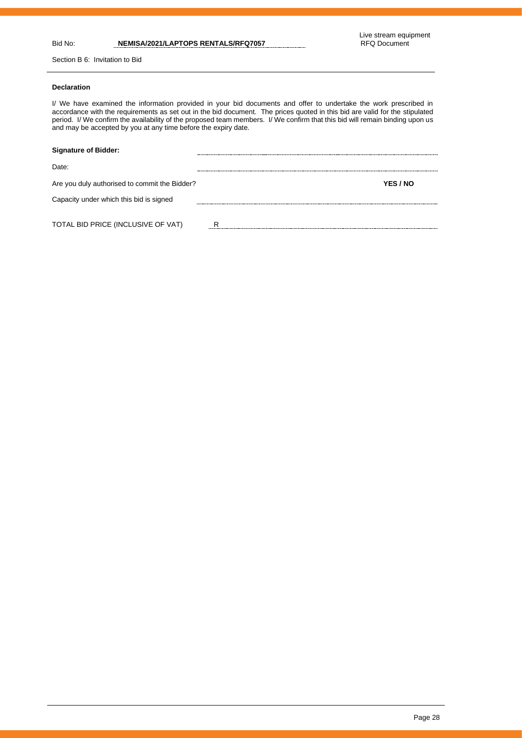**Declaration**

I/ We have examined the information provided in your bid documents and offer to undertake the work prescribed in accordance with the requirements as set out in the bid document. The prices quoted in this bid are valid for the stipulated period. I/ We confirm the availability of the proposed team members. I/ We confirm that this bid will remain binding upon us and may be accepted by you at any time before the expiry date.

**Signature of Bidder:** ..............................................................

Date: ..............................................................

Are you duly authorised to commit the Bidder? **YES / NO**

Capacity under which this bid is signed ..............................................................

TOTAL BID PRICE (INCLUSIVE OF VAT) R ..............................................................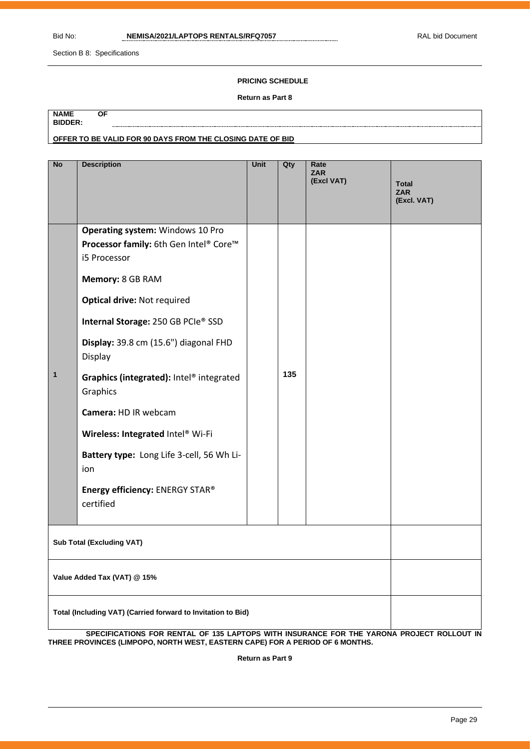Section B 8: Specifications

**PRICING SCHEDULE**

**Return as Part 8**

**NAME OF BIDDER:** ..............................................................................................................................................

**OFFER TO BE VALID FOR 90 DAYS FROM THE CLOSING DATE OF BID**

| No | Description | Unit | Qty | Rate ZAR (Excl VAT) | Total ZAR (Excl. VAT) |
|---|---|---|---|---|---|
| 1 | **Operating system:** Windows 10 Pro<br>**Processor family:** 6th Gen Intel® Core™ i5 Processor<br>**Memory:** 8 GB RAM<br>**Optical drive:** Not required<br>**Internal Storage:** 250 GB PCIe® SSD<br>**Display:** 39.8 cm (15.6") diagonal FHD Display<br>**Graphics (integrated):** Intel® integrated Graphics<br>**Camera:** HD IR webcam<br>**Wireless: Integrated** Intel® Wi-Fi<br>**Battery type:** Long Life 3-cell, 56 Wh Li-ion<br>**Energy efficiency:** ENERGY STAR® certified | | 135 | | |
| **Sub Total (Excluding VAT)** | | | | | |
| **Value Added Tax (VAT) @ 15%** | | | | | |
| **Total (Including VAT) (Carried forward to Invitation to Bid)** | | | | | |

**SPECIFICATIONS FOR RENTAL OF 135 LAPTOPS WITH INSURANCE FOR THE YARONA PROJECT ROLLOUT IN THREE PROVINCES (LIMPOPO, NORTH WEST, EASTERN CAPE) FOR A PERIOD OF 6 MONTHS.**

**Return as Part 9**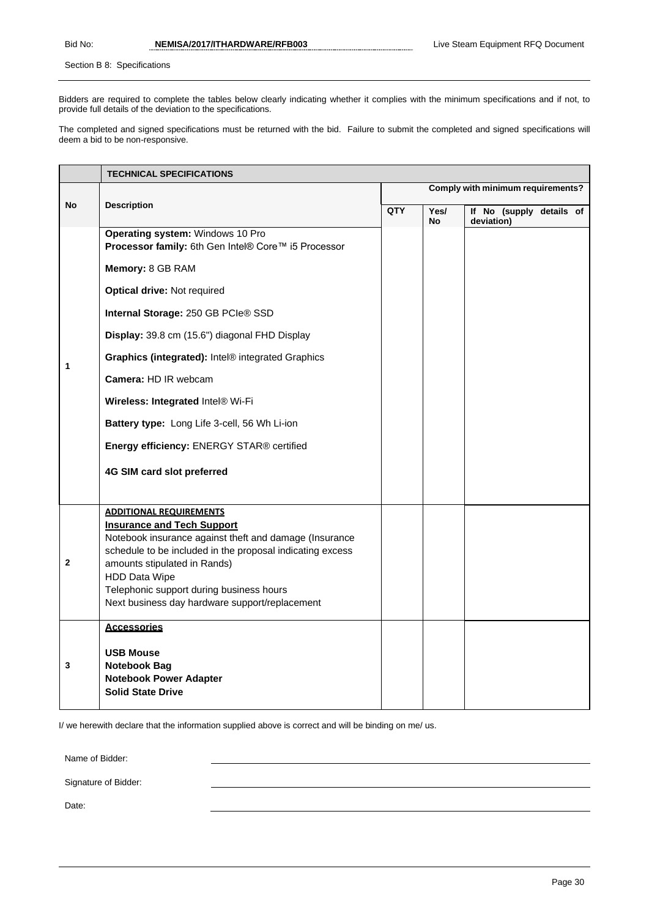Bid No: **NEMISA/2017/ITHARDWARE/RFB003** Live Steam Equipment RFQ Document

Section B 8: Specifications

Bidders are required to complete the tables below clearly indicating whether it complies with the minimum specifications and if not, to provide full details of the deviation to the specifications.

The completed and signed specifications must be returned with the bid. Failure to submit the completed and signed specifications will deem a bid to be non-responsive.

| | **TECHNICAL SPECIFICATIONS** | | | |
|---|---|---|---|---|
| **No** | **Description** | **Comply with minimum requirements?** | | |
| | | **QTY** | **Yes/ No** | **If No (supply details of deviation)** |
| **1** | **Operating system:** Windows 10 Pro<br>**Processor family:** 6th Gen Intel® Core™ i5 Processor<br>**Memory:** 8 GB RAM<br>**Optical drive:** Not required<br>**Internal Storage:** 250 GB PCIe® SSD<br>**Display:** 39.8 cm (15.6") diagonal FHD Display<br>**Graphics (integrated):** Intel® integrated Graphics<br>**Camera:** HD IR webcam<br>**Wireless: Integrated** Intel® Wi-Fi<br>**Battery type:** Long Life 3-cell, 56 Wh Li-ion<br>**Energy efficiency:** ENERGY STAR® certified<br>**4G SIM card slot preferred** | | | |
| **2** | **ADDITIONAL REQUIREMENTS**<br>**Insurance and Tech Support**<br>Notebook insurance against theft and damage (Insurance schedule to be included in the proposal indicating excess amounts stipulated in Rands)<br>HDD Data Wipe<br>Telephonic support during business hours<br>Next business day hardware support/replacement | | | |
| **3** | **Accessories**<br>**USB Mouse**<br>**Notebook Bag**<br>**Notebook Power Adapter**<br>**Solid State Drive** | | | |

I/ we herewith declare that the information supplied above is correct and will be binding on me/ us.

Name of Bidder: ______________________________

Signature of Bidder: ______________________________

Date: ______________________________